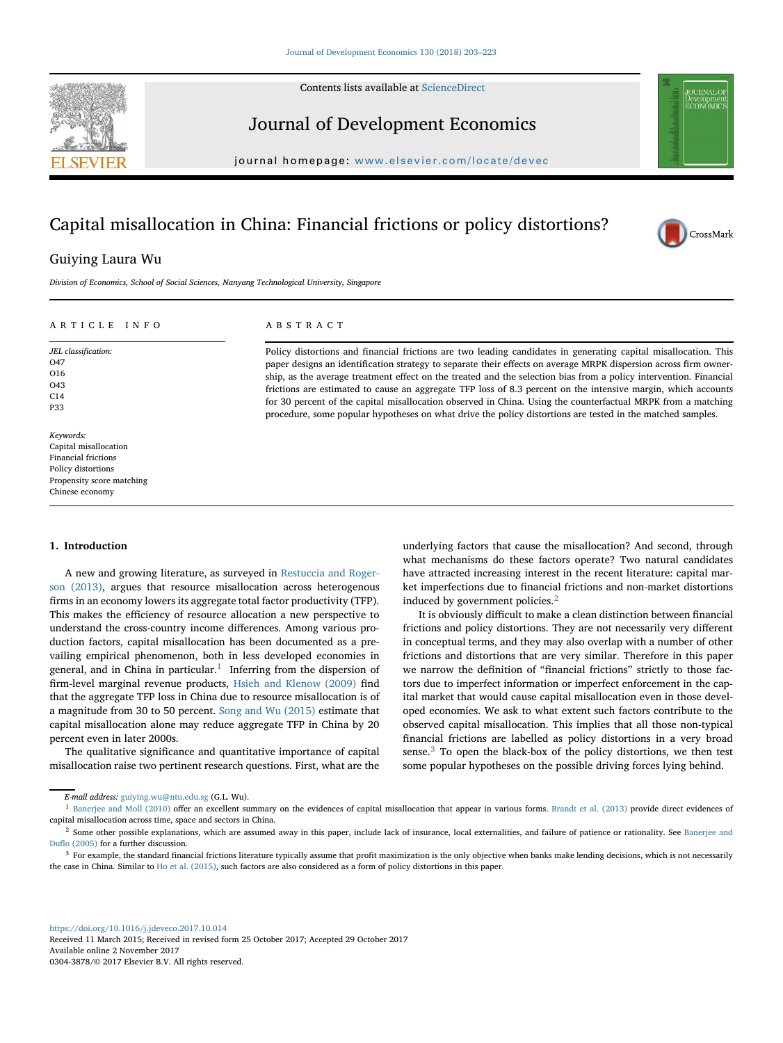# Capital misallocation in China: Financial frictions or policy distortions?

Guiying Laura Wu

*Division of Economics, School of Social Sciences, Nanyang Technological University, Singapore*

## ARTICLE INFO

*JEL classification:*
O47
O16
O43
C14
P33

*Keywords:*
Capital misallocation
Financial frictions
Policy distortions
Propensity score matching
Chinese economy

## ABSTRACT

Policy distortions and financial frictions are two leading candidates in generating capital misallocation. This paper designs an identification strategy to separate their effects on average MRPK dispersion across firm ownership, as the average treatment effect on the treated and the selection bias from a policy intervention. Financial frictions are estimated to cause an aggregate TFP loss of 8.3 percent on the intensive margin, which accounts for 30 percent of the capital misallocation observed in China. Using the counterfactual MRPK from a matching procedure, some popular hypotheses on what drive the policy distortions are tested in the matched samples.

## 1. Introduction

A new and growing literature, as surveyed in Restuccia and Rogerson (2013), argues that resource misallocation across heterogenous firms in an economy lowers its aggregate total factor productivity (TFP). This makes the efficiency of resource allocation a new perspective to understand the cross-country income differences. Among various production factors, capital misallocation has been documented as a prevailing empirical phenomenon, both in less developed economies in general, and in China in particular.[1] Inferring from the dispersion of firm-level marginal revenue products, Hsieh and Klenow (2009) find that the aggregate TFP loss in China due to resource misallocation is of a magnitude from 30 to 50 percent. Song and Wu (2015) estimate that capital misallocation alone may reduce aggregate TFP in China by 20 percent even in later 2000s.

The qualitative significance and quantitative importance of capital misallocation raise two pertinent research questions. First, what are the underlying factors that cause the misallocation? And second, through what mechanisms do these factors operate? Two natural candidates have attracted increasing interest in the recent literature: capital market imperfections due to financial frictions and non-market distortions induced by government policies.[2]

It is obviously difficult to make a clean distinction between financial frictions and policy distortions. They are not necessarily very different in conceptual terms, and they may also overlap with a number of other frictions and distortions that are very similar. Therefore in this paper we narrow the definition of "financial frictions" strictly to those factors due to imperfect information or imperfect enforcement in the capital market that would cause capital misallocation even in those developed economies. We ask to what extent such factors contribute to the observed capital misallocation. This implies that all those non-typical financial frictions are labelled as policy distortions in a very broad sense.[3] To open the black-box of the policy distortions, we then test some popular hypotheses on the possible driving forces lying behind.

E-mail address: guiying.wu@ntu.edu.sg (G.L. Wu).

[1] Banerjee and Moll (2010) offer an excellent summary on the evidences of capital misallocation that appear in various forms. Brandt et al. (2013) provide direct evidences of capital misallocation across time, space and sectors in China.

[2] Some other possible explanations, which are assumed away in this paper, include lack of insurance, local externalities, and failure of patience or rationality. See Banerjee and Duflo (2005) for a further discussion.

[3] For example, the standard financial frictions literature typically assume that profit maximization is the only objective when banks make lending decisions, which is not necessarily the case in China. Similar to Ho et al. (2015), such factors are also considered as a form of policy distortions in this paper.

https://doi.org/10.1016/j.jdeveco.2017.10.014
Received 11 March 2015; Received in revised form 25 October 2017; Accepted 29 October 2017
Available online 2 November 2017
0304-3878/© 2017 Elsevier B.V. All rights reserved.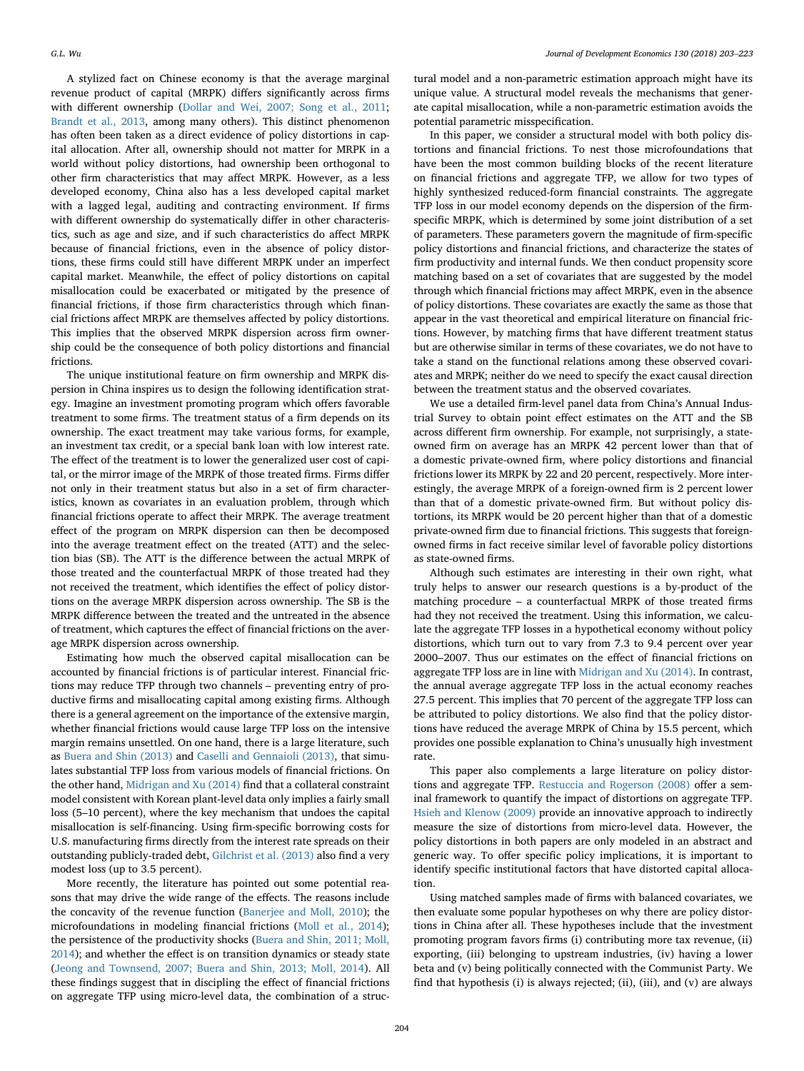A stylized fact on Chinese economy is that the average marginal revenue product of capital (MRPK) differs significantly across firms with different ownership (Dollar and Wei, 2007; Song et al., 2011; Brandt et al., 2013, among many others). This distinct phenomenon has often been taken as a direct evidence of policy distortions in capital allocation. After all, ownership should not matter for MRPK in a world without policy distortions, had ownership been orthogonal to other firm characteristics that may affect MRPK. However, as a less developed economy, China also has a less developed capital market with a lagged legal, auditing and contracting environment. If firms with different ownership do systematically differ in other characteristics, such as age and size, and if such characteristics do affect MRPK because of financial frictions, even in the absence of policy distortions, these firms could still have different MRPK under an imperfect capital market. Meanwhile, the effect of policy distortions on capital misallocation could be exacerbated or mitigated by the presence of financial frictions, if those firm characteristics through which financial frictions affect MRPK are themselves affected by policy distortions. This implies that the observed MRPK dispersion across firm ownership could be the consequence of both policy distortions and financial frictions.

The unique institutional feature on firm ownership and MRPK dispersion in China inspires us to design the following identification strategy. Imagine an investment promoting program which offers favorable treatment to some firms. The treatment status of a firm depends on its ownership. The exact treatment may take various forms, for example, an investment tax credit, or a special bank loan with low interest rate. The effect of the treatment is to lower the generalized user cost of capital, or the mirror image of the MRPK of those treated firms. Firms differ not only in their treatment status but also in a set of firm characteristics, known as covariates in an evaluation problem, through which financial frictions operate to affect their MRPK. The average treatment effect of the program on MRPK dispersion can then be decomposed into the average treatment effect on the treated (ATT) and the selection bias (SB). The ATT is the difference between the actual MRPK of those treated and the counterfactual MRPK of those treated had they not received the treatment, which identifies the effect of policy distortions on the average MRPK dispersion across ownership. The SB is the MRPK difference between the treated and the untreated in the absence of treatment, which captures the effect of financial frictions on the average MRPK dispersion across ownership.

Estimating how much the observed capital misallocation can be accounted by financial frictions is of particular interest. Financial frictions may reduce TFP through two channels – preventing entry of productive firms and misallocating capital among existing firms. Although there is a general agreement on the importance of the extensive margin, whether financial frictions would cause large TFP loss on the intensive margin remains unsettled. On one hand, there is a large literature, such as Buera and Shin (2013) and Caselli and Gennaioli (2013), that simulates substantial TFP loss from various models of financial frictions. On the other hand, Midrigan and Xu (2014) find that a collateral constraint model consistent with Korean plant-level data only implies a fairly small loss (5–10 percent), where the key mechanism that undoes the capital misallocation is self-financing. Using firm-specific borrowing costs for U.S. manufacturing firms directly from the interest rate spreads on their outstanding publicly-traded debt, Gilchrist et al. (2013) also find a very modest loss (up to 3.5 percent).

More recently, the literature has pointed out some potential reasons that may drive the wide range of the effects. The reasons include the concavity of the revenue function (Banerjee and Moll, 2010); the microfoundations in modeling financial frictions (Moll et al., 2014); the persistence of the productivity shocks (Buera and Shin, 2011; Moll, 2014); and whether the effect is on transition dynamics or steady state (Jeong and Townsend, 2007; Buera and Shin, 2013; Moll, 2014). All these findings suggest that in discipling the effect of financial frictions on aggregate TFP using micro-level data, the combination of a structural model and a non-parametric estimation approach might have its unique value. A structural model reveals the mechanisms that generate capital misallocation, while a non-parametric estimation avoids the potential parametric misspecification.

In this paper, we consider a structural model with both policy distortions and financial frictions. To nest those microfoundations that have been the most common building blocks of the recent literature on financial frictions and aggregate TFP, we allow for two types of highly synthesized reduced-form financial constraints. The aggregate TFP loss in our model economy depends on the dispersion of the firm-specific MRPK, which is determined by some joint distribution of a set of parameters. These parameters govern the magnitude of firm-specific policy distortions and financial frictions, and characterize the states of firm productivity and internal funds. We then conduct propensity score matching based on a set of covariates that are suggested by the model through which financial frictions may affect MRPK, even in the absence of policy distortions. These covariates are exactly the same as those that appear in the vast theoretical and empirical literature on financial frictions. However, by matching firms that have different treatment status but are otherwise similar in terms of these covariates, we do not have to take a stand on the functional relations among these observed covariates and MRPK; neither do we need to specify the exact causal direction between the treatment status and the observed covariates.

We use a detailed firm-level panel data from China's Annual Industrial Survey to obtain point effect estimates on the ATT and the SB across different firm ownership. For example, not surprisingly, a state-owned firm on average has an MRPK 42 percent lower than that of a domestic private-owned firm, where policy distortions and financial frictions lower its MRPK by 22 and 20 percent, respectively. More interestingly, the average MRPK of a foreign-owned firm is 2 percent lower than that of a domestic private-owned firm. But without policy distortions, its MRPK would be 20 percent higher than that of a domestic private-owned firm due to financial frictions. This suggests that foreign-owned firms in fact receive similar level of favorable policy distortions as state-owned firms.

Although such estimates are interesting in their own right, what truly helps to answer our research questions is a by-product of the matching procedure – a counterfactual MRPK of those treated firms had they not received the treatment. Using this information, we calculate the aggregate TFP losses in a hypothetical economy without policy distortions, which turn out to vary from 7.3 to 9.4 percent over year 2000–2007. Thus our estimates on the effect of financial frictions on aggregate TFP loss are in line with Midrigan and Xu (2014). In contrast, the annual average aggregate TFP loss in the actual economy reaches 27.5 percent. This implies that 70 percent of the aggregate TFP loss can be attributed to policy distortions. We also find that the policy distortions have reduced the average MRPK of China by 15.5 percent, which provides one possible explanation to China's unusually high investment rate.

This paper also complements a large literature on policy distortions and aggregate TFP. Restuccia and Rogerson (2008) offer a seminal framework to quantify the impact of distortions on aggregate TFP. Hsieh and Klenow (2009) provide an innovative approach to indirectly measure the size of distortions from micro-level data. However, the policy distortions in both papers are only modeled in an abstract and generic way. To offer specific policy implications, it is important to identify specific institutional factors that have distorted capital allocation.

Using matched samples made of firms with balanced covariates, we then evaluate some popular hypotheses on why there are policy distortions in China after all. These hypotheses include that the investment promoting program favors firms (i) contributing more tax revenue, (ii) exporting, (iii) belonging to upstream industries, (iv) having a lower beta and (v) being politically connected with the Communist Party. We find that hypothesis (i) is always rejected; (ii), (iii), and (v) are always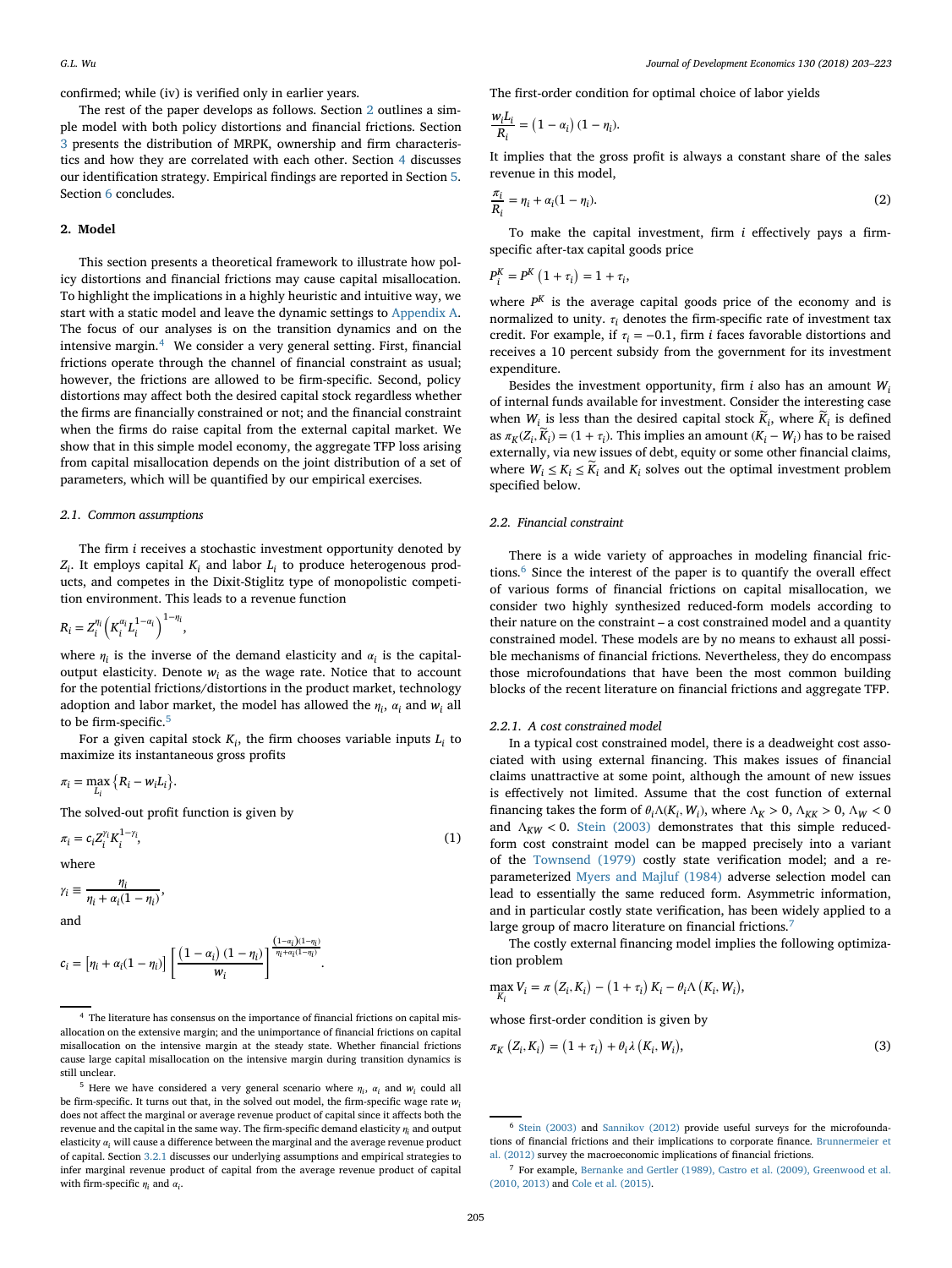confirmed; while (iv) is verified only in earlier years.

The rest of the paper develops as follows. Section 2 outlines a simple model with both policy distortions and financial frictions. Section 3 presents the distribution of MRPK, ownership and firm characteristics and how they are correlated with each other. Section 4 discusses our identification strategy. Empirical findings are reported in Section 5. Section 6 concludes.

## 2. Model

This section presents a theoretical framework to illustrate how policy distortions and financial frictions may cause capital misallocation. To highlight the implications in a highly heuristic and intuitive way, we start with a static model and leave the dynamic settings to Appendix A. The focus of our analyses is on the transition dynamics and on the intensive margin.[4] We consider a very general setting. First, financial frictions operate through the channel of financial constraint as usual; however, the frictions are allowed to be firm-specific. Second, policy distortions may affect both the desired capital stock regardless whether the firms are financially constrained or not; and the financial constraint when the firms do raise capital from the external capital market. We show that in this simple model economy, the aggregate TFP loss arising from capital misallocation depends on the joint distribution of a set of parameters, which will be quantified by our empirical exercises.

### 2.1. Common assumptions

The firm $i$ receives a stochastic investment opportunity denoted by $Z_i$. It employs capital $K_i$ and labor $L_i$ to produce heterogenous products, and competes in the Dixit-Stiglitz type of monopolistic competition environment. This leads to a revenue function

$$R_i = Z_i^{\eta_i}\left(K_i^{\alpha_i} L_i^{1-\alpha_i}\right)^{1-\eta_i},$$

where $\eta_i$ is the inverse of the demand elasticity and $\alpha_i$ is the capital-output elasticity. Denote $w_i$ as the wage rate. Notice that to account for the potential frictions/distortions in the product market, technology adoption and labor market, the model has allowed the $\eta_i$, $\alpha_i$ and $w_i$ all to be firm-specific.[5]

For a given capital stock $K_i$, the firm chooses variable inputs $L_i$ to maximize its instantaneous gross profits

$$\pi_i = \max_{L_i}\left\{R_i - w_i L_i\right\}.$$

The solved-out profit function is given by

$$\pi_i = c_i Z_i^{\gamma_i} K_i^{1-\gamma_i}, \tag{1}$$

where

$$\gamma_i \equiv \frac{\eta_i}{\eta_i + \alpha_i(1-\eta_i)},$$

and

$$c_i = \left[\eta_i + \alpha_i(1-\eta_i)\right]\left[\frac{\left(1-\alpha_i\right)\left(1-\eta_i\right)}{w_i}\right]^{\frac{(1-\alpha_i)(1-\eta_i)}{\eta_i+\alpha_i(1-\eta_i)}}.$$

The first-order condition for optimal choice of labor yields

$$\frac{w_i L_i}{R_i} = \left(1-\alpha_i\right)\left(1-\eta_i\right).$$

It implies that the gross profit is always a constant share of the sales revenue in this model,

$$\frac{\pi_i}{R_i} = \eta_i + \alpha_i(1-\eta_i). \tag{2}$$

To make the capital investment, firm $i$ effectively pays a firm-specific after-tax capital goods price

$$P_i^K = P^K\left(1+\tau_i\right) = 1+\tau_i,$$

where $P^K$ is the average capital goods price of the economy and is normalized to unity. $\tau_i$ denotes the firm-specific rate of investment tax credit. For example, if $\tau_i = -0.1$, firm $i$ faces favorable distortions and receives a 10 percent subsidy from the government for its investment expenditure.

Besides the investment opportunity, firm $i$ also has an amount $W_i$ of internal funds available for investment. Consider the interesting case when $W_i$ is less than the desired capital stock $\widetilde{K}_i$, where $\widetilde{K}_i$ is defined as $\pi_K(Z_i, \widetilde{K}_i) = (1+\tau_i)$. This implies an amount $(K_i - W_i)$ has to be raised externally, via new issues of debt, equity or some other financial claims, where $W_i \le K_i \le \widetilde{K}_i$ and $K_i$ solves out the optimal investment problem specified below.

### 2.2. Financial constraint

There is a wide variety of approaches in modeling financial frictions.[6] Since the interest of the paper is to quantify the overall effect of various forms of financial frictions on capital misallocation, we consider two highly synthesized reduced-form models according to their nature on the constraint – a cost constrained model and a quantity constrained model. These models are by no means to exhaust all possible mechanisms of financial frictions. Nevertheless, they do encompass those microfoundations that have been the most common building blocks of the recent literature on financial frictions and aggregate TFP.

#### 2.2.1. A cost constrained model

In a typical cost constrained model, there is a deadweight cost associated with using external financing. This makes issues of financial claims unattractive at some point, although the amount of new issues is effectively not limited. Assume that the cost function of external financing takes the form of $\theta_i \Lambda(K_i, W_i)$, where $\Lambda_K > 0$, $\Lambda_{KK} > 0$, $\Lambda_W < 0$ and $\Lambda_{KW} < 0$. Stein (2003) demonstrates that this simple reduced-form cost constraint model can be mapped precisely into a variant of the Townsend (1979) costly state verification model; and a re-parameterized Myers and Majluf (1984) adverse selection model can lead to essentially the same reduced form. Asymmetric information, and in particular costly state verification, has been widely applied to a large group of macro literature on financial frictions.[7]

The costly external financing model implies the following optimization problem

$$\max_{K_i} V_i = \pi\left(Z_i, K_i\right) - \left(1+\tau_i\right) K_i - \theta_i \Lambda\left(K_i, W_i\right),$$

whose first-order condition is given by

$$\pi_K\left(Z_i, K_i\right) = \left(1+\tau_i\right) + \theta_i \lambda\left(K_i, W_i\right), \tag{3}$$

---

[4] The literature has consensus on the importance of financial frictions on capital misallocation on the extensive margin; and the unimportance of financial frictions on capital misallocation on the intensive margin at the steady state. Whether financial frictions cause large capital misallocation on the intensive margin during transition dynamics is still unclear.

[5] Here we have considered a very general scenario where $\eta_i$, $\alpha_i$ and $w_i$ could all be firm-specific. It turns out that, in the solved out model, the firm-specific wage rate $w_i$ does not affect the marginal or average revenue product of capital since it affects both the revenue and the capital in the same way. The firm-specific demand elasticity $\eta_i$ and output elasticity $\alpha_i$ will cause a difference between the marginal and the average revenue product of capital. Section 3.2.1 discusses our underlying assumptions and empirical strategies to infer marginal revenue product of capital from the average revenue product of capital with firm-specific $\eta_i$ and $\alpha_i$.

[6] Stein (2003) and Sannikov (2012) provide useful surveys for the microfoundations of financial frictions and their implications to corporate finance. Brunnermeier et al. (2012) survey the macroeconomic implications of financial frictions.

[7] For example, Bernanke and Gertler (1989), Castro et al. (2009), Greenwood et al. (2010, 2013) and Cole et al. (2015).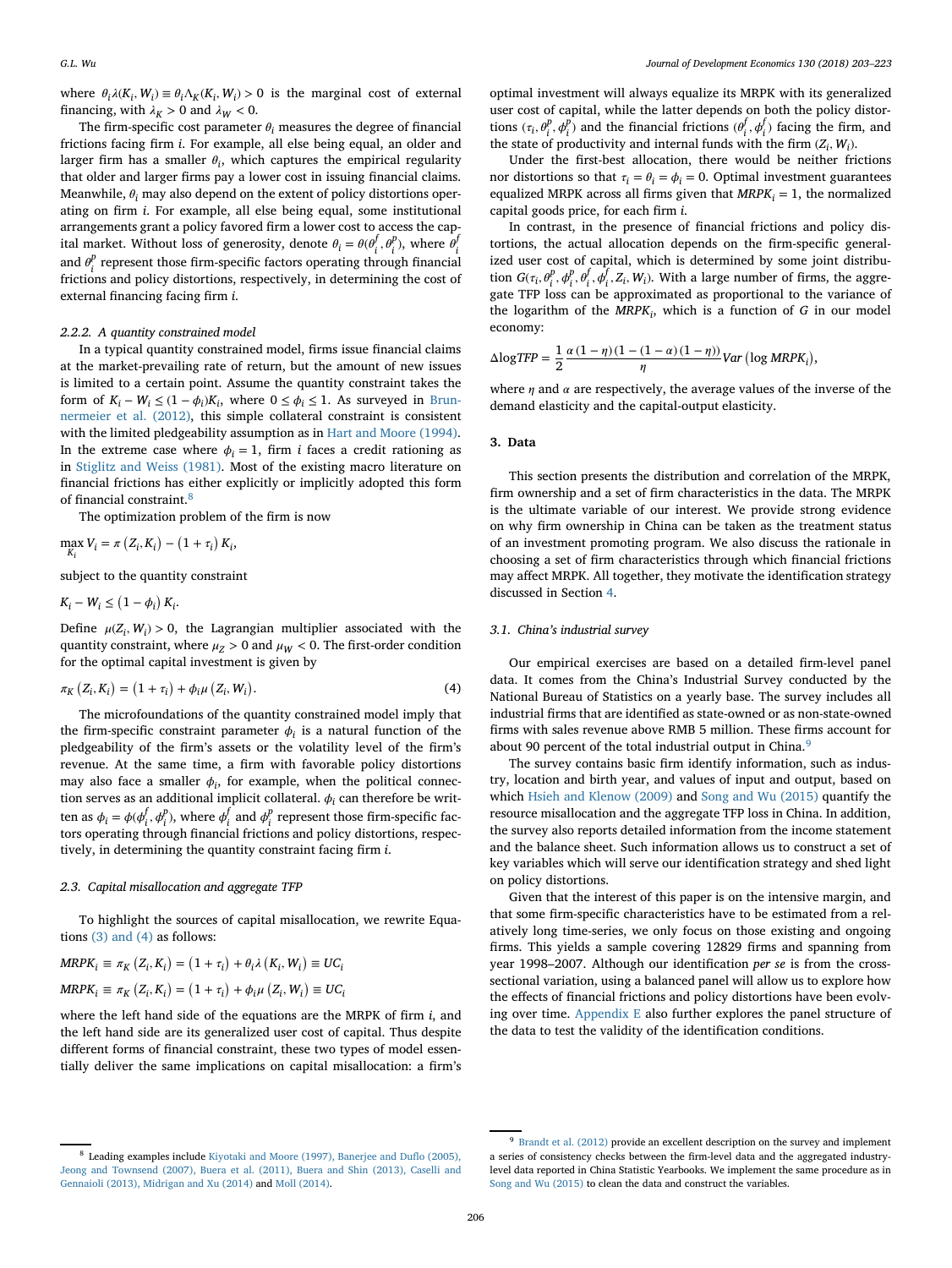where $\theta_i \lambda(K_i, W_i) \equiv \theta_i \Lambda_K(K_i, W_i) > 0$ is the marginal cost of external financing, with $\lambda_K > 0$ and $\lambda_W < 0$.

The firm-specific cost parameter $\theta_i$ measures the degree of financial frictions facing firm $i$. For example, all else being equal, an older and larger firm has a smaller $\theta_i$, which captures the empirical regularity that older and larger firms pay a lower cost in issuing financial claims. Meanwhile, $\theta_i$ may also depend on the extent of policy distortions operating on firm $i$. For example, all else being equal, some institutional arrangements grant a policy favored firm a lower cost to access the capital market. Without loss of generosity, denote $\theta_i = \theta(\theta_i^f, \theta_i^p)$, where $\theta_i^f$ and $\theta_i^p$ represent those firm-specific factors operating through financial frictions and policy distortions, respectively, in determining the cost of external financing facing firm $i$.

#### 2.2.2. A quantity constrained model

In a typical quantity constrained model, firms issue financial claims at the market-prevailing rate of return, but the amount of new issues is limited to a certain point. Assume the quantity constraint takes the form of $K_i - W_i \le (1 - \phi_i)K_i$, where $0 \le \phi_i \le 1$. As surveyed in Brunnermeier et al. (2012), this simple collateral constraint is consistent with the limited pledgeability assumption as in Hart and Moore (1994). In the extreme case where $\phi_i = 1$, firm $i$ faces a credit rationing as in Stiglitz and Weiss (1981). Most of the existing macro literature on financial frictions has either explicitly or implicitly adopted this form of financial constraint.[8]

The optimization problem of the firm is now

$$\max_{K_i} V_i = \pi(Z_i, K_i) - (1 + \tau_i) K_i,$$

subject to the quantity constraint

$$K_i - W_i \le (1 - \phi_i) K_i.$$

Define $\mu(Z_i, W_i) > 0$, the Lagrangian multiplier associated with the quantity constraint, where $\mu_Z > 0$ and $\mu_W < 0$. The first-order condition for the optimal capital investment is given by

$$\pi_K(Z_i, K_i) = (1 + \tau_i) + \phi_i \mu(Z_i, W_i). \tag{4}$$

The microfoundations of the quantity constrained model imply that the firm-specific constraint parameter $\phi_i$ is a natural function of the pledgeability of the firm's assets or the volatility level of the firm's revenue. At the same time, a firm with favorable policy distortions may also face a smaller $\phi_i$, for example, when the political connection serves as an additional implicit collateral. $\phi_i$ can therefore be written as $\phi_i = \phi(\phi_i^f, \phi_i^p)$, where $\phi_i^f$ and $\phi_i^p$ represent those firm-specific factors operating through financial frictions and policy distortions, respectively, in determining the quantity constraint facing firm $i$.

### 2.3. Capital misallocation and aggregate TFP

To highlight the sources of capital misallocation, we rewrite Equations (3) and (4) as follows:

$$MRPK_i \equiv \pi_K(Z_i, K_i) = (1 + \tau_i) + \theta_i \lambda(K_i, W_i) \equiv UC_i$$

$$MRPK_i \equiv \pi_K(Z_i, K_i) = (1 + \tau_i) + \phi_i \mu(Z_i, W_i) \equiv UC_i$$

where the left hand side of the equations are the MRPK of firm $i$, and the left hand side are its generalized user cost of capital. Thus despite different forms of financial constraint, these two types of model essentially deliver the same implications on capital misallocation: a firm's optimal investment will always equalize its MRPK with its generalized user cost of capital, while the latter depends on both the policy distortions $(\tau_i, \theta_i^p, \phi_i^p)$ and the financial frictions $(\theta_i^f, \phi_i^f)$ facing the firm, and the state of productivity and internal funds with the firm $(Z_i, W_i)$.

Under the first-best allocation, there would be neither frictions nor distortions so that $\tau_i = \theta_i = \phi_i = 0$. Optimal investment guarantees equalized MRPK across all firms given that $MRPK_i = 1$, the normalized capital goods price, for each firm $i$.

In contrast, in the presence of financial frictions and policy distortions, the actual allocation depends on the firm-specific generalized user cost of capital, which is determined by some joint distribution $G(\tau_i, \theta_i^p, \phi_i^p, \theta_i^f, \phi_i^f, Z_i, W_i)$. With a large number of firms, the aggregate TFP loss can be approximated as proportional to the variance of the logarithm of the $MRPK_i$, which is a function of $G$ in our model economy:

$$\Delta \log TFP = \frac{1}{2} \frac{\alpha(1 - \eta)(1 - (1 - \alpha)(1 - \eta))}{\eta} Var(\log MRPK_i),$$

where $\eta$ and $\alpha$ are respectively, the average values of the inverse of the demand elasticity and the capital-output elasticity.

## 3. Data

This section presents the distribution and correlation of the MRPK, firm ownership and a set of firm characteristics in the data. The MRPK is the ultimate variable of our interest. We provide strong evidence on why firm ownership in China can be taken as the treatment status of an investment promoting program. We also discuss the rationale in choosing a set of firm characteristics through which financial frictions may affect MRPK. All together, they motivate the identification strategy discussed in Section 4.

### 3.1. China's industrial survey

Our empirical exercises are based on a detailed firm-level panel data. It comes from the China's Industrial Survey conducted by the National Bureau of Statistics on a yearly base. The survey includes all industrial firms that are identified as state-owned or as non-state-owned firms with sales revenue above RMB 5 million. These firms account for about 90 percent of the total industrial output in China.[9]

The survey contains basic firm identify information, such as industry, location and birth year, and values of input and output, based on which Hsieh and Klenow (2009) and Song and Wu (2015) quantify the resource misallocation and the aggregate TFP loss in China. In addition, the survey also reports detailed information from the income statement and the balance sheet. Such information allows us to construct a set of key variables which will serve our identification strategy and shed light on policy distortions.

Given that the interest of this paper is on the intensive margin, and that some firm-specific characteristics have to be estimated from a relatively long time-series, we only focus on those existing and ongoing firms. This yields a sample covering 12829 firms and spanning from year 1998–2007. Although our identification *per se* is from the cross-sectional variation, using a balanced panel will allow us to explore how the effects of financial frictions and policy distortions have been evolving over time. Appendix E also further explores the panel structure of the data to test the validity of the identification conditions.

---

[8] Leading examples include Kiyotaki and Moore (1997), Banerjee and Duflo (2005), Jeong and Townsend (2007), Buera et al. (2011), Buera and Shin (2013), Caselli and Gennaioli (2013), Midrigan and Xu (2014) and Moll (2014).

[9] Brandt et al. (2012) provide an excellent description on the survey and implement a series of consistency checks between the firm-level data and the aggregated industry-level data reported in China Statistic Yearbooks. We implement the same procedure as in Song and Wu (2015) to clean the data and construct the variables.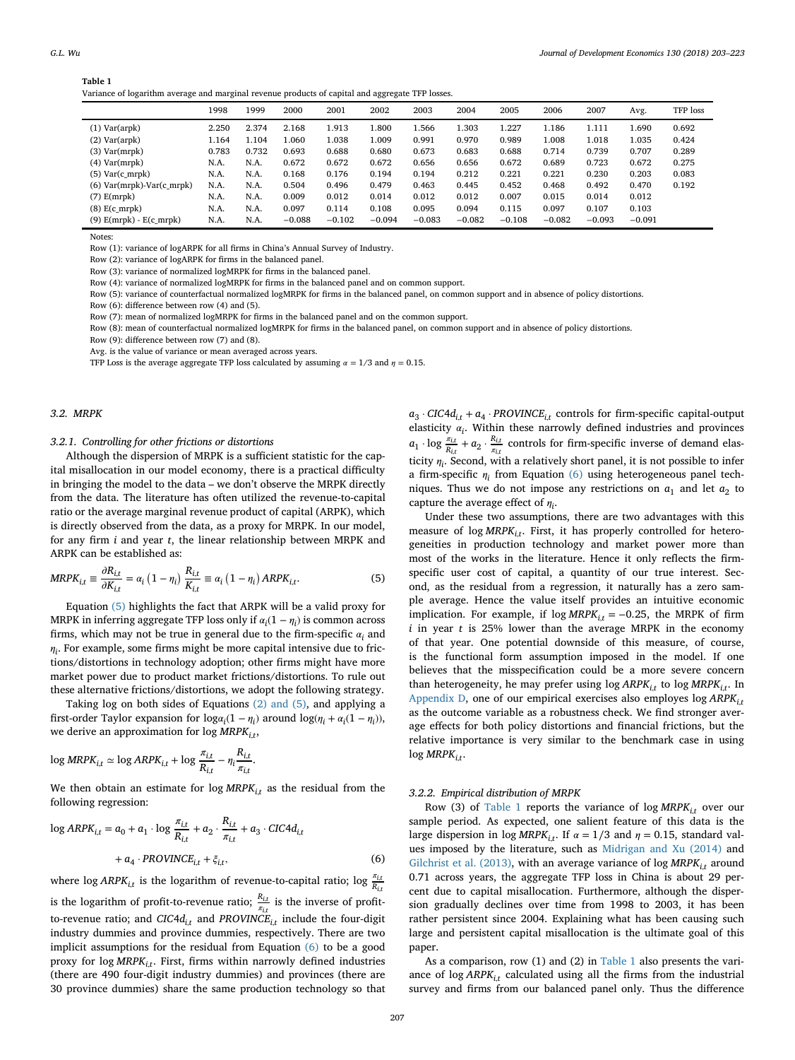**Table 1**
Variance of logarithm average and marginal revenue products of capital and aggregate TFP losses.

| | 1998 | 1999 | 2000 | 2001 | 2002 | 2003 | 2004 | 2005 | 2006 | 2007 | Avg. | TFP loss |
|---|---|---|---|---|---|---|---|---|---|---|---|---|
| (1) Var(arpk) | 2.250 | 2.374 | 2.168 | 1.913 | 1.800 | 1.566 | 1.303 | 1.227 | 1.186 | 1.111 | 1.690 | 0.692 |
| (2) Var(arpk) | 1.164 | 1.104 | 1.060 | 1.038 | 1.009 | 0.991 | 0.970 | 0.989 | 1.008 | 1.018 | 1.035 | 0.424 |
| (3) Var(mrpk) | 0.783 | 0.732 | 0.693 | 0.688 | 0.680 | 0.673 | 0.683 | 0.688 | 0.714 | 0.739 | 0.707 | 0.289 |
| (4) Var(mrpk) | N.A. | N.A. | 0.672 | 0.672 | 0.672 | 0.656 | 0.656 | 0.672 | 0.689 | 0.723 | 0.672 | 0.275 |
| (5) Var(c_mrpk) | N.A. | N.A. | 0.168 | 0.176 | 0.194 | 0.194 | 0.212 | 0.221 | 0.221 | 0.230 | 0.203 | 0.083 |
| (6) Var(mrpk)-Var(c_mrpk) | N.A. | N.A. | 0.504 | 0.496 | 0.479 | 0.463 | 0.445 | 0.452 | 0.468 | 0.492 | 0.470 | 0.192 |
| (7) E(mrpk) | N.A. | N.A. | 0.009 | 0.012 | 0.014 | 0.012 | 0.012 | 0.007 | 0.015 | 0.014 | 0.012 | |
| (8) E(c_mrpk) | N.A. | N.A. | 0.097 | 0.114 | 0.108 | 0.095 | 0.094 | 0.115 | 0.097 | 0.107 | 0.103 | |
| (9) E(mrpk) - E(c_mrpk) | N.A. | N.A. | −0.088 | −0.102 | −0.094 | −0.083 | −0.082 | −0.108 | −0.082 | −0.093 | −0.091 | |

Notes:
Row (1): variance of logARPK for all firms in China's Annual Survey of Industry.
Row (2): variance of logARPK for firms in the balanced panel.
Row (3): variance of normalized logMRPK for firms in the balanced panel.
Row (4): variance of normalized logMRPK for firms in the balanced panel and on common support.
Row (5): variance of counterfactual normalized logMRPK for firms in the balanced panel, on common support and in absence of policy distortions.
Row (6): difference between row (4) and (5).
Row (7): mean of normalized logMRPK for firms in the balanced panel and on the common support.
Row (8): mean of counterfactual normalized logMRPK for firms in the balanced panel, on common support and in absence of policy distortions.
Row (9): difference between row (7) and (8).
Avg. is the value of variance or mean averaged across years.
TFP Loss is the average aggregate TFP loss calculated by assuming $\alpha = 1/3$ and $\eta = 0.15$.

## 3.2. MRPK

### 3.2.1. Controlling for other frictions or distortions

Although the dispersion of MRPK is a sufficient statistic for the capital misallocation in our model economy, there is a practical difficulty in bringing the model to the data – we don't observe the MRPK directly from the data. The literature has often utilized the revenue-to-capital ratio or the average marginal revenue product of capital (ARPK), which is directly observed from the data, as a proxy for MRPK. In our model, for any firm $i$ and year $t$, the linear relationship between MRPK and ARPK can be established as:

$$MRPK_{i,t} \equiv \frac{\partial R_{i,t}}{\partial K_{i,t}} = \alpha_i \left(1 - \eta_i\right) \frac{R_{i,t}}{K_{i,t}} \equiv \alpha_i \left(1 - \eta_i\right) ARPK_{i,t}. \tag{5}$$

Equation (5) highlights the fact that ARPK will be a valid proxy for MRPK in inferring aggregate TFP loss only if $\alpha_i(1 - \eta_i)$ is common across firms, which may not be true in general due to the firm-specific $\alpha_i$ and $\eta_i$. For example, some firms might be more capital intensive due to frictions/distortions in technology adoption; other firms might have more market power due to product market frictions/distortions. To rule out these alternative frictions/distortions, we adopt the following strategy.

Taking log on both sides of Equations (2) and (5), and applying a first-order Taylor expansion for $\log \alpha_i(1 - \eta_i)$ around $\log(\eta_i + \alpha_i(1 - \eta_i))$, we derive an approximation for $\log MRPK_{i,t}$,

$$\log MRPK_{i,t} \simeq \log ARPK_{i,t} + \log \frac{\pi_{i,t}}{R_{i,t}} - \eta_i \frac{R_{i,t}}{\pi_{i,t}}.$$

We then obtain an estimate for $\log MRPK_{i,t}$ as the residual from the following regression:

$$\log ARPK_{i,t} = a_0 + a_1 \cdot \log \frac{\pi_{i,t}}{R_{i,t}} + a_2 \cdot \frac{R_{i,t}}{\pi_{i,t}} + a_3 \cdot CIC4d_{i,t} + a_4 \cdot PROVINCE_{i,t} + \xi_{i,t}, \tag{6}$$

where $\log ARPK_{i,t}$ is the logarithm of revenue-to-capital ratio; $\log \frac{\pi_{i,t}}{R_{i,t}}$ is the logarithm of profit-to-revenue ratio; $\frac{R_{i,t}}{\pi_{i,t}}$ is the inverse of profit-to-revenue ratio; and $CIC4d_{i,t}$ and $PROVINCE_{i,t}$ include the four-digit industry dummies and province dummies, respectively. There are two implicit assumptions for the residual from Equation (6) to be a good proxy for $\log MRPK_{i,t}$. First, firms within narrowly defined industries (there are 490 four-digit industry dummies) and provinces (there are 30 province dummies) share the same production technology so that $a_3 \cdot CIC4d_{i,t} + a_4 \cdot PROVINCE_{i,t}$ controls for firm-specific capital-output elasticity $\alpha_i$. Within these narrowly defined industries and provinces $a_1 \cdot \log \frac{\pi_{i,t}}{R_{i,t}} + a_2 \cdot \frac{R_{i,t}}{\pi_{i,t}}$ controls for firm-specific inverse of demand elasticity $\eta_i$. Second, with a relatively short panel, it is not possible to infer a firm-specific $\eta_i$ from Equation (6) using heterogeneous panel techniques. Thus we do not impose any restrictions on $a_1$ and $a_2$ to capture the average effect of $\eta_i$.

Under these two assumptions, there are two advantages with this measure of $\log MRPK_{i,t}$. First, it has properly controlled for heterogeneities in production technology and market power more than most of the works in the literature. Hence it only reflects the firm-specific user cost of capital, a quantity of our true interest. Second, as the residual from a regression, it naturally has a zero sample average. Hence the value itself provides an intuitive economic implication. For example, if $\log MRPK_{i,t} = -0.25$, the MRPK of firm $i$ in year $t$ is 25% lower than the average MRPK in the economy of that year. One potential downside of this measure, of course, is the functional form assumption imposed in the model. If one believes that the misspecification could be a more severe concern than heterogeneity, he may prefer using $\log ARPK_{i,t}$ to $\log MRPK_{i,t}$. In Appendix D, one of our empirical exercises also employs $\log ARPK_{i,t}$ as the outcome variable as a robustness check. We find stronger average effects for both policy distortions and financial frictions, but the relative importance is very similar to the benchmark case in using $\log MRPK_{i,t}$.

### 3.2.2. Empirical distribution of MRPK

Row (3) of Table 1 reports the variance of $\log MRPK_{i,t}$ over our sample period. As expected, one salient feature of this data is the large dispersion in $\log MRPK_{i,t}$. If $\alpha = 1/3$ and $\eta = 0.15$, standard values imposed by the literature, such as Midrigan and Xu (2014) and Gilchrist et al. (2013), with an average variance of $\log MRPK_{i,t}$ around 0.71 across years, the aggregate TFP loss in China is about 29 percent due to capital misallocation. Furthermore, although the dispersion gradually declines over time from 1998 to 2003, it has been rather persistent since 2004. Explaining what has been causing such large and persistent capital misallocation is the ultimate goal of this paper.

As a comparison, row (1) and (2) in Table 1 also presents the variance of $\log ARPK_{i,t}$ calculated using all the firms from the industrial survey and firms from our balanced panel only. Thus the difference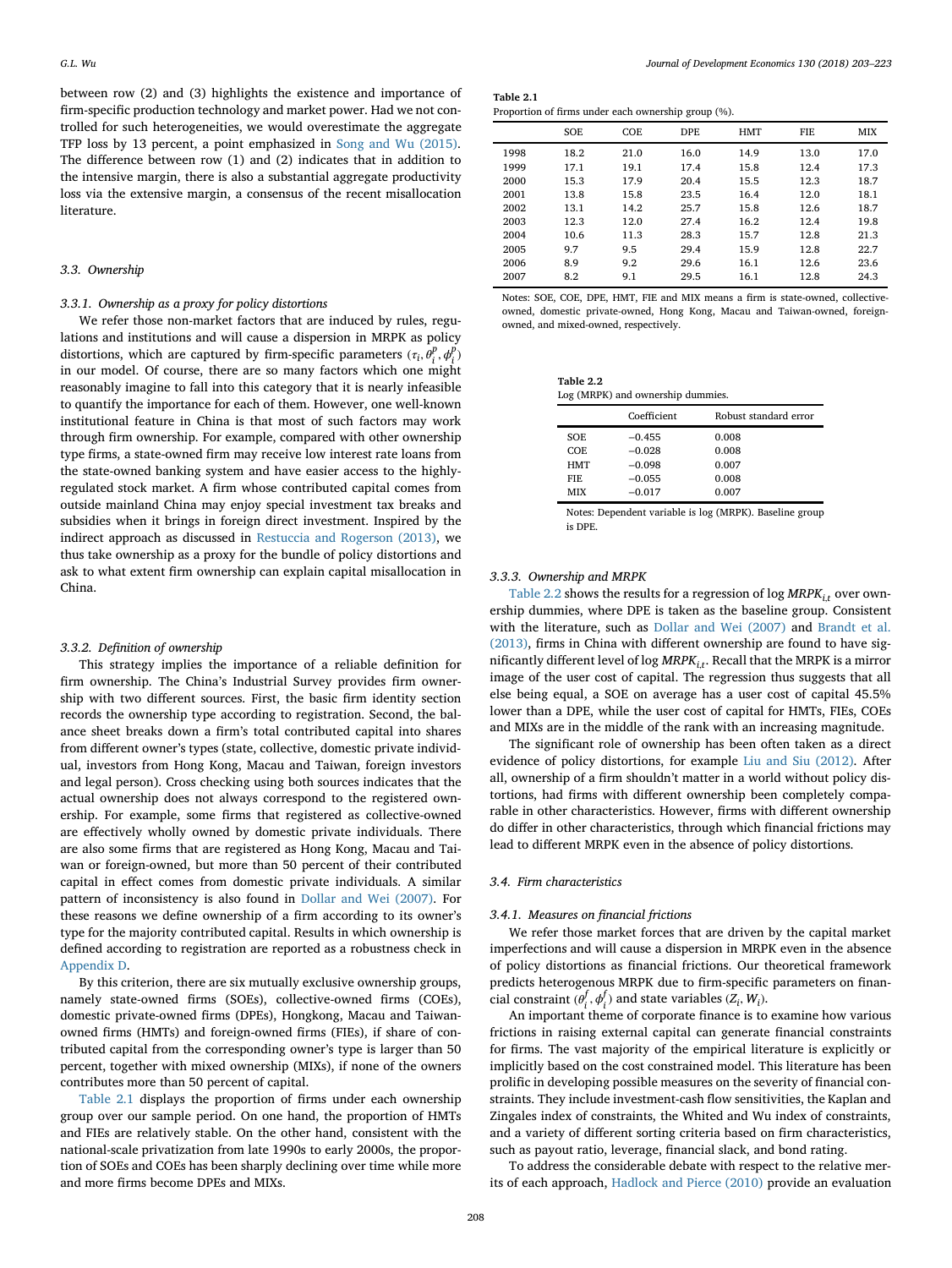between row (2) and (3) highlights the existence and importance of firm-specific production technology and market power. Had we not controlled for such heterogeneities, we would overestimate the aggregate TFP loss by 13 percent, a point emphasized in Song and Wu (2015). The difference between row (1) and (2) indicates that in addition to the intensive margin, there is also a substantial aggregate productivity loss via the extensive margin, a consensus of the recent misallocation literature.

### 3.3. Ownership

#### 3.3.1. Ownership as a proxy for policy distortions

We refer those non-market factors that are induced by rules, regulations and institutions and will cause a dispersion in MRPK as policy distortions, which are captured by firm-specific parameters $(\tau_i, \theta_i^p, \phi_i^p)$ in our model. Of course, there are so many factors which one might reasonably imagine to fall into this category that it is nearly infeasible to quantify the importance for each of them. However, one well-known institutional feature in China is that most of such factors may work through firm ownership. For example, compared with other ownership type firms, a state-owned firm may receive low interest rate loans from the state-owned banking system and have easier access to the highly-regulated stock market. A firm whose contributed capital comes from outside mainland China may enjoy special investment tax breaks and subsidies when it brings in foreign direct investment. Inspired by the indirect approach as discussed in Restuccia and Rogerson (2013), we thus take ownership as a proxy for the bundle of policy distortions and ask to what extent firm ownership can explain capital misallocation in China.

#### 3.3.2. Definition of ownership

This strategy implies the importance of a reliable definition for firm ownership. The China's Industrial Survey provides firm ownership with two different sources. First, the basic firm identity section records the ownership type according to registration. Second, the balance sheet breaks down a firm's total contributed capital into shares from different owner's types (state, collective, domestic private individual, investors from Hong Kong, Macau and Taiwan, foreign investors and legal person). Cross checking using both sources indicates that the actual ownership does not always correspond to the registered ownership. For example, some firms that registered as collective-owned are effectively wholly owned by domestic private individuals. There are also some firms that are registered as Hong Kong, Macau and Taiwan or foreign-owned, but more than 50 percent of their contributed capital in effect comes from domestic private individuals. A similar pattern of inconsistency is also found in Dollar and Wei (2007). For these reasons we define ownership of a firm according to its owner's type for the majority contributed capital. Results in which ownership is defined according to registration are reported as a robustness check in Appendix D.

By this criterion, there are six mutually exclusive ownership groups, namely state-owned firms (SOEs), collective-owned firms (COEs), domestic private-owned firms (DPEs), Hongkong, Macau and Taiwan-owned firms (HMTs) and foreign-owned firms (FIEs), if share of contributed capital from the corresponding owner's type is larger than 50 percent, together with mixed ownership (MIXs), if none of the owners contributes more than 50 percent of capital.

Table 2.1 displays the proportion of firms under each ownership group over our sample period. On one hand, the proportion of HMTs and FIEs are relatively stable. On the other hand, consistent with the national-scale privatization from late 1990s to early 2000s, the proportion of SOEs and COEs has been sharply declining over time while more and more firms become DPEs and MIXs.

**Table 2.1**
Proportion of firms under each ownership group (%).

| | SOE | COE | DPE | HMT | FIE | MIX |
|---|---|---|---|---|---|---|
| 1998 | 18.2 | 21.0 | 16.0 | 14.9 | 13.0 | 17.0 |
| 1999 | 17.1 | 19.1 | 17.4 | 15.8 | 12.4 | 17.3 |
| 2000 | 15.3 | 17.9 | 20.4 | 15.5 | 12.3 | 18.7 |
| 2001 | 13.8 | 15.8 | 23.5 | 16.4 | 12.0 | 18.1 |
| 2002 | 13.1 | 14.2 | 25.7 | 15.8 | 12.6 | 18.7 |
| 2003 | 12.3 | 12.0 | 27.4 | 16.2 | 12.4 | 19.8 |
| 2004 | 10.6 | 11.3 | 28.3 | 15.7 | 12.8 | 21.3 |
| 2005 | 9.7 | 9.5 | 29.4 | 15.9 | 12.8 | 22.7 |
| 2006 | 8.9 | 9.2 | 29.6 | 16.1 | 12.6 | 23.6 |
| 2007 | 8.2 | 9.1 | 29.5 | 16.1 | 12.8 | 24.3 |

Notes: SOE, COE, DPE, HMT, FIE and MIX means a firm is state-owned, collective-owned, domestic private-owned, Hong Kong, Macau and Taiwan-owned, foreign-owned, and mixed-owned, respectively.

**Table 2.2**
Log (MRPK) and ownership dummies.

| | Coefficient | Robust standard error |
|---|---|---|
| SOE | −0.455 | 0.008 |
| COE | −0.028 | 0.008 |
| HMT | −0.098 | 0.007 |
| FIE | −0.055 | 0.008 |
| MIX | −0.017 | 0.007 |

Notes: Dependent variable is log (MRPK). Baseline group is DPE.

#### 3.3.3. Ownership and MRPK

Table 2.2 shows the results for a regression of log $MRPK_{i,t}$ over ownership dummies, where DPE is taken as the baseline group. Consistent with the literature, such as Dollar and Wei (2007) and Brandt et al. (2013), firms in China with different ownership are found to have significantly different level of log $MRPK_{i,t}$. Recall that the MRPK is a mirror image of the user cost of capital. The regression thus suggests that all else being equal, a SOE on average has a user cost of capital 45.5% lower than a DPE, while the user cost of capital for HMTs, FIEs, COEs and MIXs are in the middle of the rank with an increasing magnitude.

The significant role of ownership has been often taken as a direct evidence of policy distortions, for example Liu and Siu (2012). After all, ownership of a firm shouldn't matter in a world without policy distortions, had firms with different ownership been completely comparable in other characteristics. However, firms with different ownership do differ in other characteristics, through which financial frictions may lead to different MRPK even in the absence of policy distortions.

### 3.4. Firm characteristics

#### 3.4.1. Measures on financial frictions

We refer those market forces that are driven by the capital market imperfections and will cause a dispersion in MRPK even in the absence of policy distortions as financial frictions. Our theoretical framework predicts heterogenous MRPK due to firm-specific parameters on financial constraint $(\theta_i^f, \phi_i^f)$ and state variables $(Z_i, W_i)$.

An important theme of corporate finance is to examine how various frictions in raising external capital can generate financial constraints for firms. The vast majority of the empirical literature is explicitly or implicitly based on the cost constrained model. This literature has been prolific in developing possible measures on the severity of financial constraints. They include investment-cash flow sensitivities, the Kaplan and Zingales index of constraints, the Whited and Wu index of constraints, and a variety of different sorting criteria based on firm characteristics, such as payout ratio, leverage, financial slack, and bond rating.

To address the considerable debate with respect to the relative merits of each approach, Hadlock and Pierce (2010) provide an evaluation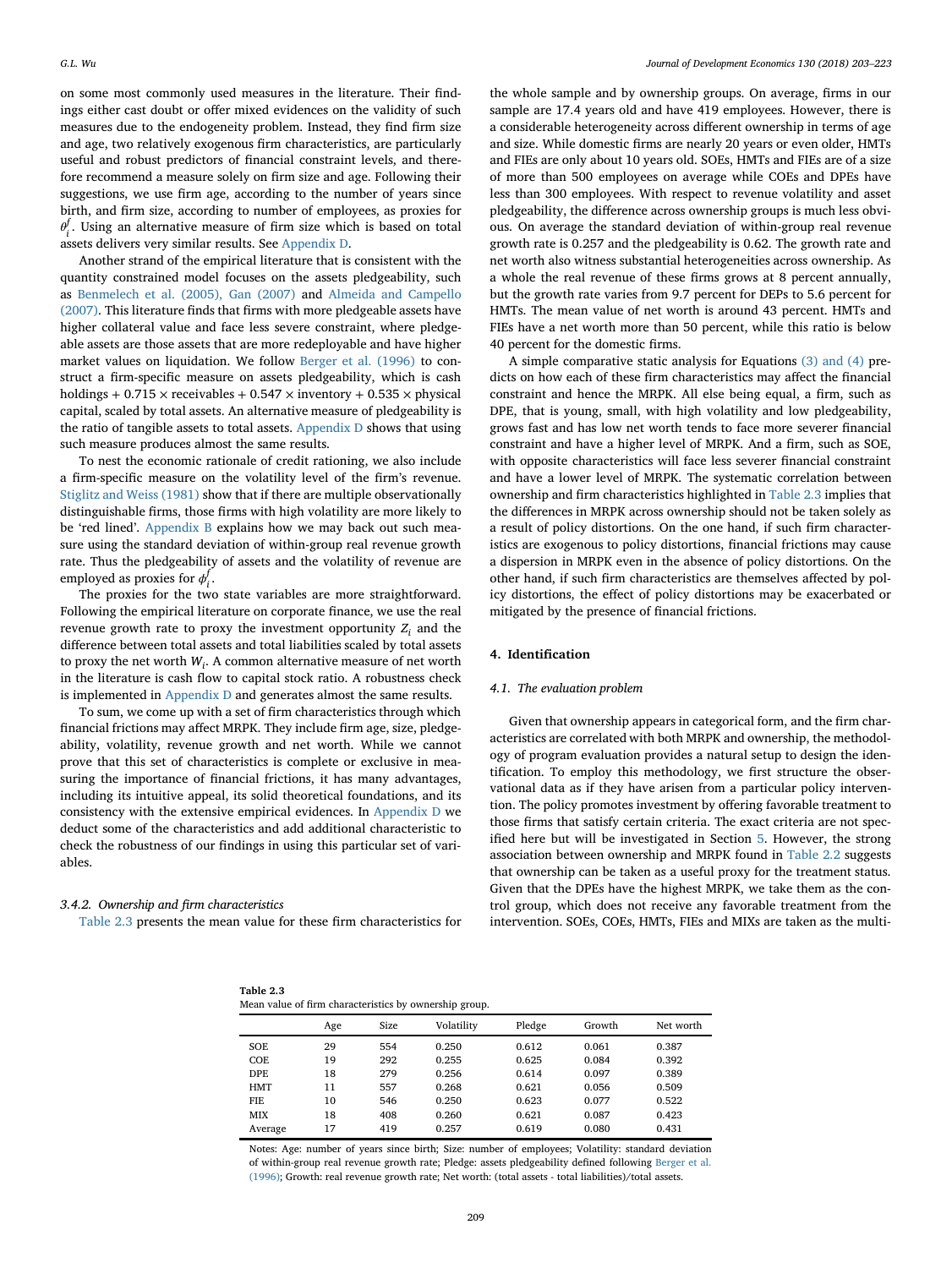on some most commonly used measures in the literature. Their findings either cast doubt or offer mixed evidences on the validity of such measures due to the endogeneity problem. Instead, they find firm size and age, two relatively exogenous firm characteristics, are particularly useful and robust predictors of financial constraint levels, and therefore recommend a measure solely on firm size and age. Following their suggestions, we use firm age, according to the number of years since birth, and firm size, according to number of employees, as proxies for $\theta_i^f$. Using an alternative measure of firm size which is based on total assets delivers very similar results. See Appendix D.

Another strand of the empirical literature that is consistent with the quantity constrained model focuses on the assets pledgeability, such as Benmelech et al. (2005), Gan (2007) and Almeida and Campello (2007). This literature finds that firms with more pledgeable assets have higher collateral value and face less severe constraint, where pledgeable assets are those assets that are more redeployable and have higher market values on liquidation. We follow Berger et al. (1996) to construct a firm-specific measure on assets pledgeability, which is cash holdings + 0.715 × receivables + 0.547 × inventory + 0.535 × physical capital, scaled by total assets. An alternative measure of pledgeability is the ratio of tangible assets to total assets. Appendix D shows that using such measure produces almost the same results.

To nest the economic rationale of credit rationing, we also include a firm-specific measure on the volatility level of the firm's revenue. Stiglitz and Weiss (1981) show that if there are multiple observationally distinguishable firms, those firms with high volatility are more likely to be 'red lined'. Appendix B explains how we may back out such measure using the standard deviation of within-group real revenue growth rate. Thus the pledgeability of assets and the volatility of revenue are employed as proxies for $\phi_i^f$.

The proxies for the two state variables are more straightforward. Following the empirical literature on corporate finance, we use the real revenue growth rate to proxy the investment opportunity $Z_i$ and the difference between total assets and total liabilities scaled by total assets to proxy the net worth $W_i$. A common alternative measure of net worth in the literature is cash flow to capital stock ratio. A robustness check is implemented in Appendix D and generates almost the same results.

To sum, we come up with a set of firm characteristics through which financial frictions may affect MRPK. They include firm age, size, pledgeability, volatility, revenue growth and net worth. While we cannot prove that this set of characteristics is complete or exclusive in measuring the importance of financial frictions, it has many advantages, including its intuitive appeal, its solid theoretical foundations, and its consistency with the extensive empirical evidences. In Appendix D we deduct some of the characteristics and add additional characteristic to check the robustness of our findings in using this particular set of variables.

#### 3.4.2. Ownership and firm characteristics

Table 2.3 presents the mean value for these firm characteristics for the whole sample and by ownership groups. On average, firms in our sample are 17.4 years old and have 419 employees. However, there is a considerable heterogeneity across different ownership in terms of age and size. While domestic firms are nearly 20 years or even older, HMTs and FIEs are only about 10 years old. SOEs, HMTs and FIEs are of a size of more than 500 employees on average while COEs and DPEs have less than 300 employees. With respect to revenue volatility and asset pledgeability, the difference across ownership groups is much less obvious. On average the standard deviation of within-group real revenue growth rate is 0.257 and the pledgeability is 0.62. The growth rate and net worth also witness substantial heterogeneities across ownership. As a whole the real revenue of these firms grows at 8 percent annually, but the growth rate varies from 9.7 percent for DEPs to 5.6 percent for HMTs. The mean value of net worth is around 43 percent. HMTs and FIEs have a net worth more than 50 percent, while this ratio is below 40 percent for the domestic firms.

A simple comparative static analysis for Equations (3) and (4) predicts on how each of these firm characteristics may affect the financial constraint and hence the MRPK. All else being equal, a firm, such as DPE, that is young, small, with high volatility and low pledgeability, grows fast and has low net worth tends to face more severer financial constraint and have a higher level of MRPK. And a firm, such as SOE, with opposite characteristics will face less severer financial constraint and have a lower level of MRPK. The systematic correlation between ownership and firm characteristics highlighted in Table 2.3 implies that the differences in MRPK across ownership should not be taken solely as a result of policy distortions. On the one hand, if such firm characteristics are exogenous to policy distortions, financial frictions may cause a dispersion in MRPK even in the absence of policy distortions. On the other hand, if such firm characteristics are themselves affected by policy distortions, the effect of policy distortions may be exacerbated or mitigated by the presence of financial frictions.

## 4. Identification

### 4.1. The evaluation problem

Given that ownership appears in categorical form, and the firm characteristics are correlated with both MRPK and ownership, the methodology of program evaluation provides a natural setup to design the identification. To employ this methodology, we first structure the observational data as if they have arisen from a particular policy intervention. The policy promotes investment by offering favorable treatment to those firms that satisfy certain criteria. The exact criteria are not specified here but will be investigated in Section 5. However, the strong association between ownership and MRPK found in Table 2.2 suggests that ownership can be taken as a useful proxy for the treatment status. Given that the DPEs have the highest MRPK, we take them as the control group, which does not receive any favorable treatment from the intervention. SOEs, COEs, HMTs, FIEs and MIXs are taken as the multi-

**Table 2.3**
Mean value of firm characteristics by ownership group.

| | Age | Size | Volatility | Pledge | Growth | Net worth |
|---|---|---|---|---|---|---|
| SOE | 29 | 554 | 0.250 | 0.612 | 0.061 | 0.387 |
| COE | 19 | 292 | 0.255 | 0.625 | 0.084 | 0.392 |
| DPE | 18 | 279 | 0.256 | 0.614 | 0.097 | 0.389 |
| HMT | 11 | 557 | 0.268 | 0.621 | 0.056 | 0.509 |
| FIE | 10 | 546 | 0.250 | 0.623 | 0.077 | 0.522 |
| MIX | 18 | 408 | 0.260 | 0.621 | 0.087 | 0.423 |
| Average | 17 | 419 | 0.257 | 0.619 | 0.080 | 0.431 |

Notes: Age: number of years since birth; Size: number of employees; Volatility: standard deviation of within-group real revenue growth rate; Pledge: assets pledgeability defined following Berger et al. (1996); Growth: real revenue growth rate; Net worth: (total assets - total liabilities)/total assets.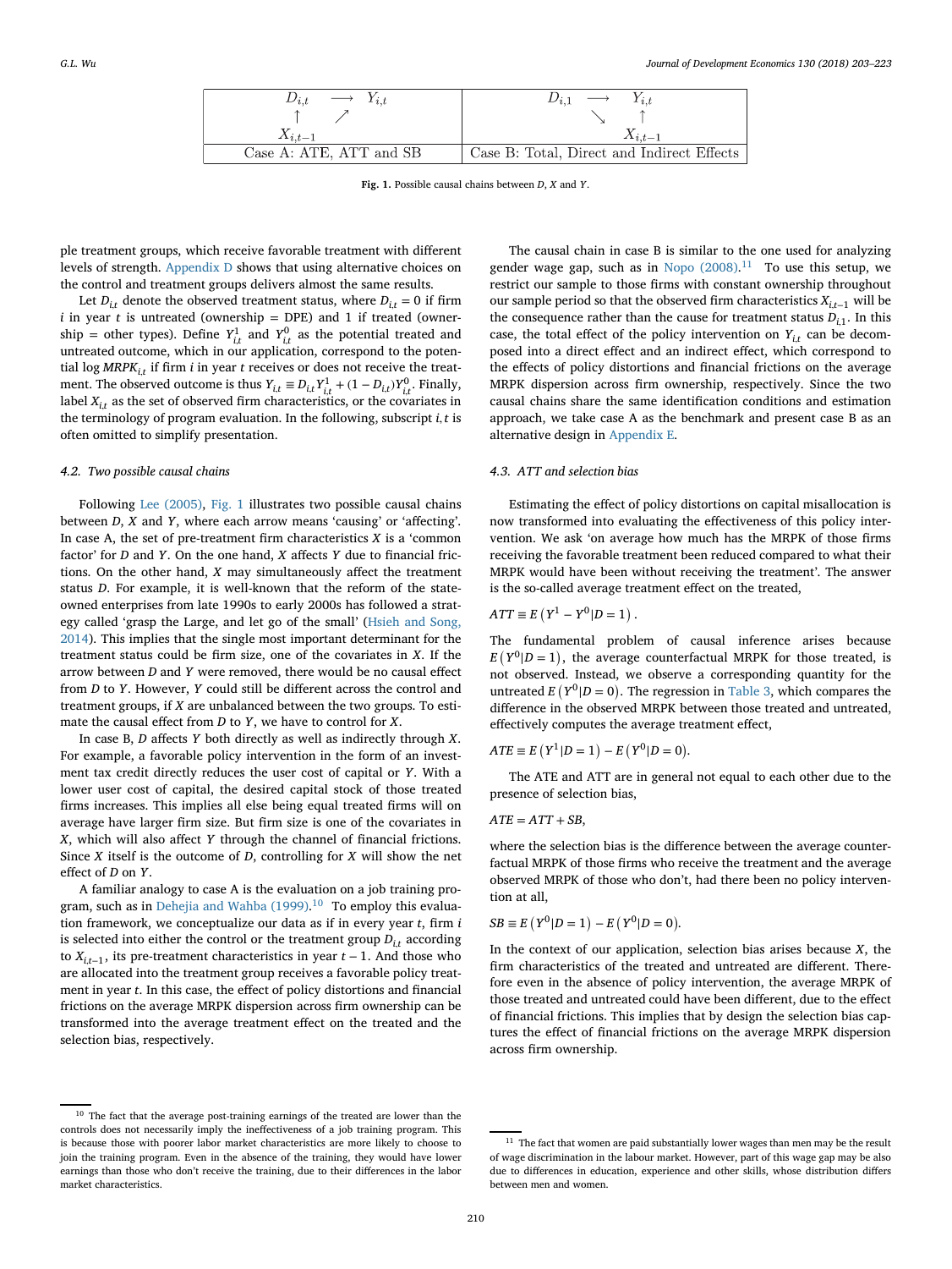| $D_{i,t} \longrightarrow Y_{i,t}$ <br> $\uparrow \quad \nearrow$ <br> $X_{i,t-1}$ | $D_{i,1} \longrightarrow Y_{i,t}$ <br> $\searrow \quad \uparrow$ <br> $X_{i,t-1}$ |
|---|---|
| Case A: ATE, ATT and SB | Case B: Total, Direct and Indirect Effects |

**Fig. 1.** Possible causal chains between $D$, $X$ and $Y$.

ple treatment groups, which receive favorable treatment with different levels of strength. Appendix D shows that using alternative choices on the control and treatment groups delivers almost the same results.

Let $D_{i,t}$ denote the observed treatment status, where $D_{i,t} = 0$ if firm $i$ in year $t$ is untreated (ownership = DPE) and 1 if treated (ownership = other types). Define $Y^1_{i,t}$ and $Y^0_{i,t}$ as the potential treated and untreated outcome, which in our application, correspond to the potential log $MRPK_{i,t}$ if firm $i$ in year $t$ receives or does not receive the treatment. The observed outcome is thus $Y_{i,t} \equiv D_{i,t}Y^1_{i,t} + (1 - D_{i,t})Y^0_{i,t}$. Finally, label $X_{i,t}$ as the set of observed firm characteristics, or the covariates in the terminology of program evaluation. In the following, subscript $i, t$ is often omitted to simplify presentation.

### 4.2. Two possible causal chains

Following Lee (2005), Fig. 1 illustrates two possible causal chains between $D$, $X$ and $Y$, where each arrow means 'causing' or 'affecting'. In case A, the set of pre-treatment firm characteristics $X$ is a 'common factor' for $D$ and $Y$. On the one hand, $X$ affects $Y$ due to financial frictions. On the other hand, $X$ may simultaneously affect the treatment status $D$. For example, it is well-known that the reform of the state-owned enterprises from late 1990s to early 2000s has followed a strategy called 'grasp the Large, and let go of the small' (Hsieh and Song, 2014). This implies that the single most important determinant for the treatment status could be firm size, one of the covariates in $X$. If the arrow between $D$ and $Y$ were removed, there would be no causal effect from $D$ to $Y$. However, $Y$ could still be different across the control and treatment groups, if $X$ are unbalanced between the two groups. To estimate the causal effect from $D$ to $Y$, we have to control for $X$.

In case B, $D$ affects $Y$ both directly as well as indirectly through $X$. For example, a favorable policy intervention in the form of an investment tax credit directly reduces the user cost of capital or $Y$. With a lower user cost of capital, the desired capital stock of those treated firms increases. This implies that all else being equal treated firms will on average have larger firm size. But firm size is one of the covariates in $X$, which will also affect $Y$ through the channel of financial frictions. Since $X$ itself is the outcome of $D$, controlling for $X$ will show the net effect of $D$ on $Y$.

A familiar analogy to case A is the evaluation on a job training program, such as in Dehejia and Wahba (1999).[10] To employ this evaluation framework, we conceptualize our data as if in every year $t$, firm $i$ is selected into either the control or the treatment group $D_{i,t}$ according to $X_{i,t-1}$, its pre-treatment characteristics in year $t-1$. And those who are allocated into the treatment group receives a favorable policy treatment in year $t$. In this case, the effect of policy distortions and financial frictions on the average MRPK dispersion across firm ownership can be transformed into the average treatment effect on the treated and the selection bias, respectively.

The causal chain in case B is similar to the one used for analyzing gender wage gap, such as in Nopo (2008).[11] To use this setup, we restrict our sample to those firms with constant ownership throughout our sample period so that the observed firm characteristics $X_{i,t-1}$ will be the consequence rather than the cause for treatment status $D_{i,1}$. In this case, the total effect of the policy intervention on $Y_{i,t}$ can be decomposed into a direct effect and an indirect effect, which correspond to the effects of policy distortions and financial frictions on the average MRPK dispersion across firm ownership, respectively. Since the two causal chains share the same identification conditions and estimation approach, we take case A as the benchmark and present case B as an alternative design in Appendix E.

### 4.3. ATT and selection bias

Estimating the effect of policy distortions on capital misallocation is now transformed into evaluating the effectiveness of this policy intervention. We ask 'on average how much has the MRPK of those firms receiving the favorable treatment been reduced compared to what their MRPK would have been without receiving the treatment'. The answer is the so-called average treatment effect on the treated,

$$ATT \equiv E\left(Y^1 - Y^0 | D = 1\right).$$

The fundamental problem of causal inference arises because $E\left(Y^0 | D = 1\right)$, the average counterfactual MRPK for those treated, is not observed. Instead, we observe a corresponding quantity for the untreated $E\left(Y^0 | D = 0\right)$. The regression in Table 3, which compares the difference in the observed MRPK between those treated and untreated, effectively computes the average treatment effect,

$$ATE \equiv E\left(Y^1 | D = 1\right) - E\left(Y^0 | D = 0\right).$$

The ATE and ATT are in general not equal to each other due to the presence of selection bias,

$$ATE = ATT + SB,$$

where the selection bias is the difference between the average counterfactual MRPK of those firms who receive the treatment and the average observed MRPK of those who don't, had there been no policy intervention at all,

$$SB \equiv E\left(Y^0 | D = 1\right) - E\left(Y^0 | D = 0\right).$$

In the context of our application, selection bias arises because $X$, the firm characteristics of the treated and untreated are different. Therefore even in the absence of policy intervention, the average MRPK of those treated and untreated could have been different, due to the effect of financial frictions. This implies that by design the selection bias captures the effect of financial frictions on the average MRPK dispersion across firm ownership.

---

[10] The fact that the average post-training earnings of the treated are lower than the controls does not necessarily imply the ineffectiveness of a job training program. This is because those with poorer labor market characteristics are more likely to choose to join the training program. Even in the absence of the training, they would have lower earnings than those who don't receive the training, due to their differences in the labor market characteristics.

[11] The fact that women are paid substantially lower wages than men may be the result of wage discrimination in the labour market. However, part of this wage gap may be also due to differences in education, experience and other skills, whose distribution differs between men and women.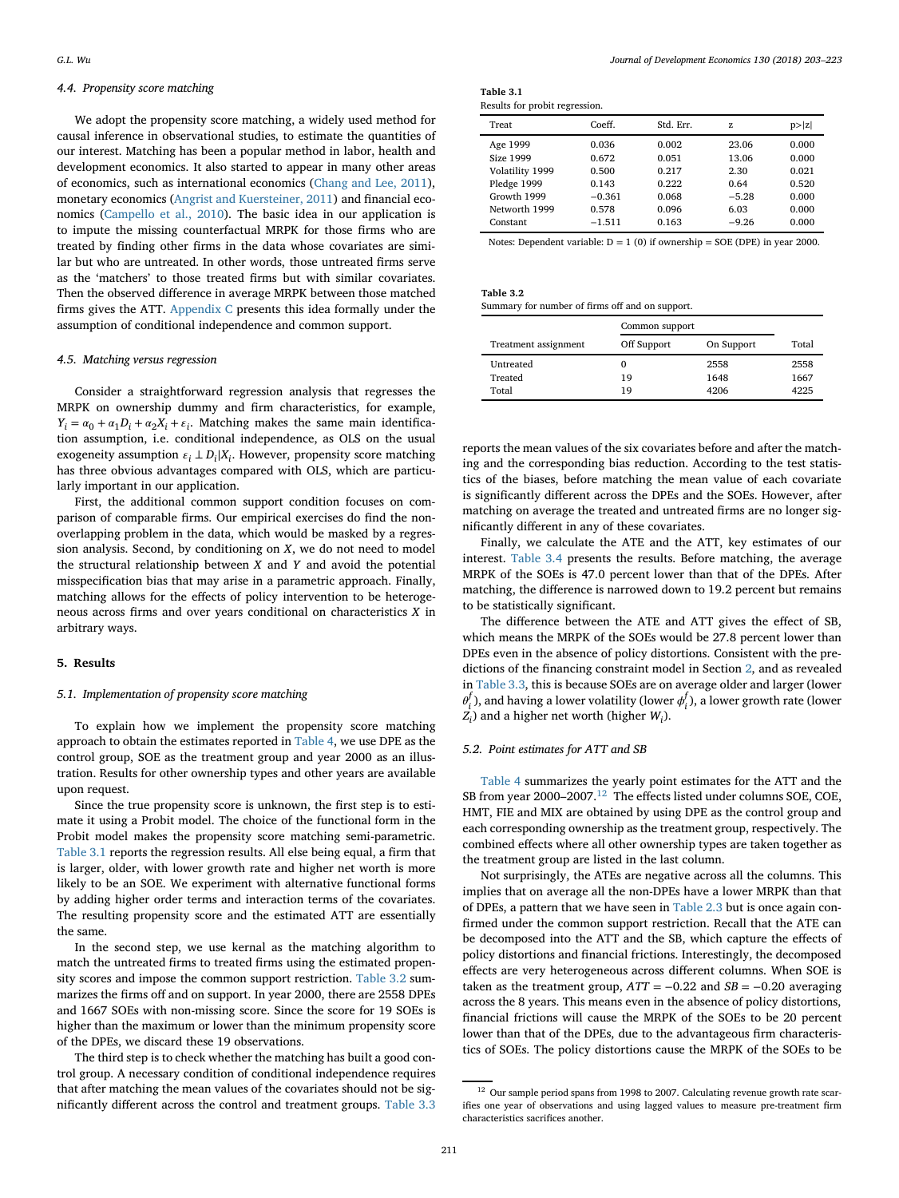### 4.4. Propensity score matching

We adopt the propensity score matching, a widely used method for causal inference in observational studies, to estimate the quantities of our interest. Matching has been a popular method in labor, health and development economics. It also started to appear in many other areas of economics, such as international economics (Chang and Lee, 2011), monetary economics (Angrist and Kuersteiner, 2011) and financial economics (Campello et al., 2010). The basic idea in our application is to impute the missing counterfactual MRPK for those firms who are treated by finding other firms in the data whose covariates are similar but who are untreated. In other words, those untreated firms serve as the 'matchers' to those treated firms but with similar covariates. Then the observed difference in average MRPK between those matched firms gives the ATT. Appendix C presents this idea formally under the assumption of conditional independence and common support.

### 4.5. Matching versus regression

Consider a straightforward regression analysis that regresses the MRPK on ownership dummy and firm characteristics, for example, $Y_i = \alpha_0 + \alpha_1 D_i + \alpha_2 X_i + \varepsilon_i$. Matching makes the same main identification assumption, i.e. conditional independence, as OLS on the usual exogeneity assumption $\varepsilon_i \perp D_i | X_i$. However, propensity score matching has three obvious advantages compared with OLS, which are particularly important in our application.

First, the additional common support condition focuses on comparison of comparable firms. Our empirical exercises do find the non-overlapping problem in the data, which would be masked by a regression analysis. Second, by conditioning on $X$, we do not need to model the structural relationship between $X$ and $Y$ and avoid the potential misspecification bias that may arise in a parametric approach. Finally, matching allows for the effects of policy intervention to be heterogeneous across firms and over years conditional on characteristics $X$ in arbitrary ways.

## 5. Results

### 5.1. Implementation of propensity score matching

To explain how we implement the propensity score matching approach to obtain the estimates reported in Table 4, we use DPE as the control group, SOE as the treatment group and year 2000 as an illustration. Results for other ownership types and other years are available upon request.

Since the true propensity score is unknown, the first step is to estimate it using a Probit model. The choice of the functional form in the Probit model makes the propensity score matching semi-parametric. Table 3.1 reports the regression results. All else being equal, a firm that is larger, older, with lower growth rate and higher net worth is more likely to be an SOE. We experiment with alternative functional forms by adding higher order terms and interaction terms of the covariates. The resulting propensity score and the estimated ATT are essentially the same.

In the second step, we use kernal as the matching algorithm to match the untreated firms to treated firms using the estimated propensity scores and impose the common support restriction. Table 3.2 summarizes the firms off and on support. In year 2000, there are 2558 DPEs and 1667 SOEs with non-missing score. Since the score for 19 SOEs is higher than the maximum or lower than the minimum propensity score of the DPEs, we discard these 19 observations.

The third step is to check whether the matching has built a good control group. A necessary condition of conditional independence requires that after matching the mean values of the covariates should not be significantly different across the control and treatment groups. Table 3.3 reports the mean values of the six covariates before and after the matching and the corresponding bias reduction. According to the test statistics of the biases, before matching the mean value of each covariate is significantly different across the DPEs and the SOEs. However, after matching on average the treated and untreated firms are no longer significantly different in any of these covariates.

Finally, we calculate the ATE and the ATT, key estimates of our interest. Table 3.4 presents the results. Before matching, the average MRPK of the SOEs is 47.0 percent lower than that of the DPEs. After matching, the difference is narrowed down to 19.2 percent but remains to be statistically significant.

The difference between the ATE and ATT gives the effect of SB, which means the MRPK of the SOEs would be 27.8 percent lower than DPEs even in the absence of policy distortions. Consistent with the predictions of the financing constraint model in Section 2, and as revealed in Table 3.3, this is because SOEs are on average older and larger (lower $\theta_i^f$), and having a lower volatility (lower $\phi_i^f$), a lower growth rate (lower $Z_i$) and a higher net worth (higher $W_i$).

**Table 3.1**
Results for probit regression.

| Treat | Coeff. | Std. Err. | z | p>\|z\| |
|---|---|---|---|---|
| Age 1999 | 0.036 | 0.002 | 23.06 | 0.000 |
| Size 1999 | 0.672 | 0.051 | 13.06 | 0.000 |
| Volatility 1999 | 0.500 | 0.217 | 2.30 | 0.021 |
| Pledge 1999 | 0.143 | 0.222 | 0.64 | 0.520 |
| Growth 1999 | −0.361 | 0.068 | −5.28 | 0.000 |
| Networth 1999 | 0.578 | 0.096 | 6.03 | 0.000 |
| Constant | −1.511 | 0.163 | −9.26 | 0.000 |

Notes: Dependent variable: D = 1 (0) if ownership = SOE (DPE) in year 2000.

**Table 3.2**
Summary for number of firms off and on support.

| Treatment assignment | Common support | | Total |
|---|---|---|---|
| | Off Support | On Support | |
| Untreated | 0 | 2558 | 2558 |
| Treated | 19 | 1648 | 1667 |
| Total | 19 | 4206 | 4225 |

### 5.2. Point estimates for ATT and SB

Table 4 summarizes the yearly point estimates for the ATT and the SB from year 2000–2007.[12] The effects listed under columns SOE, COE, HMT, FIE and MIX are obtained by using DPE as the control group and each corresponding ownership as the treatment group, respectively. The combined effects where all other ownership types are taken together as the treatment group are listed in the last column.

Not surprisingly, the ATEs are negative across all the columns. This implies that on average all the non-DPEs have a lower MRPK than that of DPEs, a pattern that we have seen in Table 2.3 but is once again confirmed under the common support restriction. Recall that the ATE can be decomposed into the ATT and the SB, which capture the effects of policy distortions and financial frictions. Interestingly, the decomposed effects are very heterogeneous across different columns. When SOE is taken as the treatment group, $ATT = -0.22$ and $SB = -0.20$ averaging across the 8 years. This means even in the absence of policy distortions, financial frictions will cause the MRPK of the SOEs to be 20 percent lower than that of the DPEs, due to the advantageous firm characteristics of SOEs. The policy distortions cause the MRPK of the SOEs to be

[12] Our sample period spans from 1998 to 2007. Calculating revenue growth rate scarifies one year of observations and using lagged values to measure pre-treatment firm characteristics sacrifices another.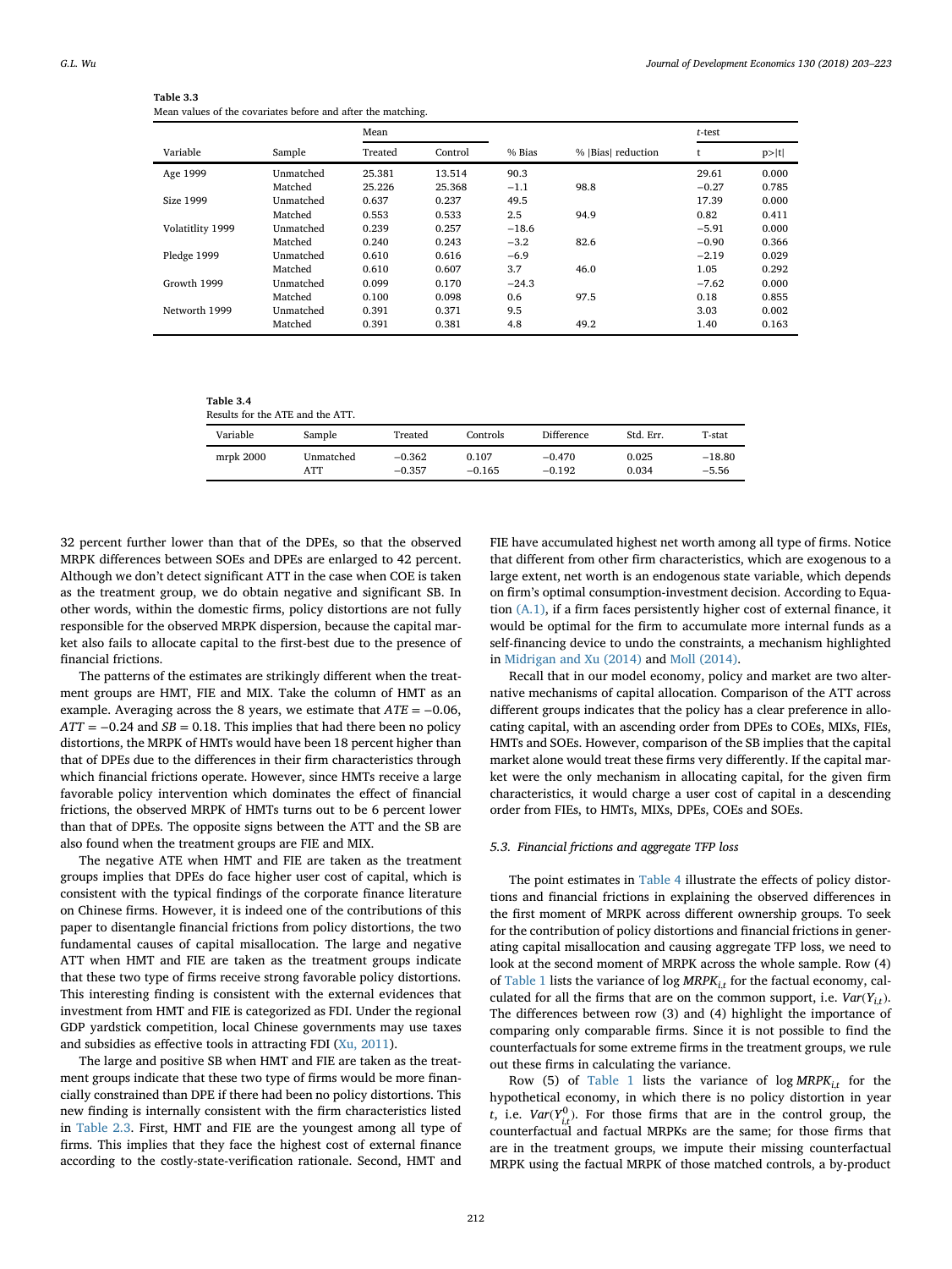**Table 3.3**
Mean values of the covariates before and after the matching.

| Variable | Sample | Mean | | % Bias | % \|Bias\| reduction | t-test | |
|---|---|---|---|---|---|---|---|
| | | Treated | Control | | | t | p>\|t\| |
| Age 1999 | Unmatched | 25.381 | 13.514 | 90.3 | | 29.61 | 0.000 |
| | Matched | 25.226 | 25.368 | −1.1 | 98.8 | −0.27 | 0.785 |
| Size 1999 | Unmatched | 0.637 | 0.237 | 49.5 | | 17.39 | 0.000 |
| | Matched | 0.553 | 0.533 | 2.5 | 94.9 | 0.82 | 0.411 |
| Volatitlity 1999 | Unmatched | 0.239 | 0.257 | −18.6 | | −5.91 | 0.000 |
| | Matched | 0.240 | 0.243 | −3.2 | 82.6 | −0.90 | 0.366 |
| Pledge 1999 | Unmatched | 0.610 | 0.616 | −6.9 | | −2.19 | 0.029 |
| | Matched | 0.610 | 0.607 | 3.7 | 46.0 | 1.05 | 0.292 |
| Growth 1999 | Unmatched | 0.099 | 0.170 | −24.3 | | −7.62 | 0.000 |
| | Matched | 0.100 | 0.098 | 0.6 | 97.5 | 0.18 | 0.855 |
| Networth 1999 | Unmatched | 0.391 | 0.371 | 9.5 | | 3.03 | 0.002 |
| | Matched | 0.391 | 0.381 | 4.8 | 49.2 | 1.40 | 0.163 |

**Table 3.4**
Results for the ATE and the ATT.

| Variable | Sample | Treated | Controls | Difference | Std. Err. | T-stat |
|---|---|---|---|---|---|---|
| mrpk 2000 | Unmatched | −0.362 | 0.107 | −0.470 | 0.025 | −18.80 |
| | ATT | −0.357 | −0.165 | −0.192 | 0.034 | −5.56 |

32 percent further lower than that of the DPEs, so that the observed MRPK differences between SOEs and DPEs are enlarged to 42 percent. Although we don't detect significant ATT in the case when COE is taken as the treatment group, we do obtain negative and significant SB. In other words, within the domestic firms, policy distortions are not fully responsible for the observed MRPK dispersion, because the capital market also fails to allocate capital to the first-best due to the presence of financial frictions.

The patterns of the estimates are strikingly different when the treatment groups are HMT, FIE and MIX. Take the column of HMT as an example. Averaging across the 8 years, we estimate that $ATE = -0.06$, $ATT = -0.24$ and $SB = 0.18$. This implies that had there been no policy distortions, the MRPK of HMTs would have been 18 percent higher than that of DPEs due to the differences in their firm characteristics through which financial frictions operate. However, since HMTs receive a large favorable policy intervention which dominates the effect of financial frictions, the observed MRPK of HMTs turns out to be 6 percent lower than that of DPEs. The opposite signs between the ATT and the SB are also found when the treatment groups are FIE and MIX.

The negative ATE when HMT and FIE are taken as the treatment groups implies that DPEs do face higher user cost of capital, which is consistent with the typical findings of the corporate finance literature on Chinese firms. However, it is indeed one of the contributions of this paper to disentangle financial frictions from policy distortions, the two fundamental causes of capital misallocation. The large and negative ATT when HMT and FIE are taken as the treatment groups indicate that these two type of firms receive strong favorable policy distortions. This interesting finding is consistent with the external evidences that investment from HMT and FIE is categorized as FDI. Under the regional GDP yardstick competition, local Chinese governments may use taxes and subsidies as effective tools in attracting FDI (Xu, 2011).

The large and positive SB when HMT and FIE are taken as the treatment groups indicate that these two type of firms would be more financially constrained than DPE if there had been no policy distortions. This new finding is internally consistent with the firm characteristics listed in Table 2.3. First, HMT and FIE are the youngest among all type of firms. This implies that they face the highest cost of external finance according to the costly-state-verification rationale. Second, HMT and FIE have accumulated highest net worth among all type of firms. Notice that different from other firm characteristics, which are exogenous to a large extent, net worth is an endogenous state variable, which depends on firm's optimal consumption-investment decision. According to Equation (A.1), if a firm faces persistently higher cost of external finance, it would be optimal for the firm to accumulate more internal funds as a self-financing device to undo the constraints, a mechanism highlighted in Midrigan and Xu (2014) and Moll (2014).

Recall that in our model economy, policy and market are two alternative mechanisms of capital allocation. Comparison of the ATT across different groups indicates that the policy has a clear preference in allocating capital, with an ascending order from DPEs to COEs, MIXs, FIEs, HMTs and SOEs. However, comparison of the SB implies that the capital market alone would treat these firms very differently. If the capital market were the only mechanism in allocating capital, for the given firm characteristics, it would charge a user cost of capital in a descending order from FIEs, to HMTs, MIXs, DPEs, COEs and SOEs.

### 5.3. Financial frictions and aggregate TFP loss

The point estimates in Table 4 illustrate the effects of policy distortions and financial frictions in explaining the observed differences in the first moment of MRPK across different ownership groups. To seek for the contribution of policy distortions and financial frictions in generating capital misallocation and causing aggregate TFP loss, we need to look at the second moment of MRPK across the whole sample. Row (4) of Table 1 lists the variance of log $MRPK_{i,t}$ for the factual economy, calculated for all the firms that are on the common support, i.e. $Var(Y_{i,t})$. The differences between row (3) and (4) highlight the importance of comparing only comparable firms. Since it is not possible to find the counterfactuals for some extreme firms in the treatment groups, we rule out these firms in calculating the variance.

Row (5) of Table 1 lists the variance of $\log MRPK_{i,t}$ for the hypothetical economy, in which there is no policy distortion in year $t$, i.e. $Var(Y^0_{i,t})$. For those firms that are in the control group, the counterfactual and factual MRPKs are the same; for those firms that are in the treatment groups, we impute their missing counterfactual MRPK using the factual MRPK of those matched controls, a by-product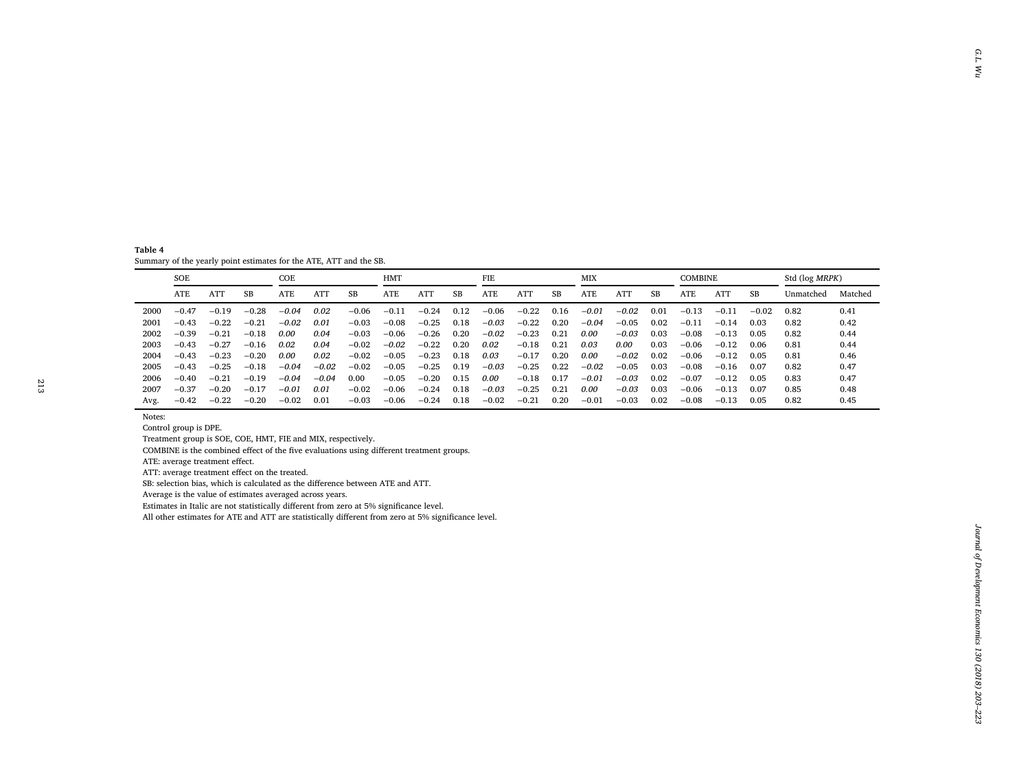**Table 4**
Summary of the yearly point estimates for the ATE, ATT and the SB.

| | SOE | | | COE | | | HMT | | | FIE | | | MIX | | | COMBINE | | | Std (log *MRPK*) | |
|---|---|---|---|---|---|---|---|---|---|---|---|---|---|---|---|---|---|---|---|---|
| | ATE | ATT | SB | ATE | ATT | SB | ATE | ATT | SB | ATE | ATT | SB | ATE | ATT | SB | ATE | ATT | SB | Unmatched | Matched |
| 2000 | −0.47 | −0.19 | −0.28 | *−0.04* | *0.02* | −0.06 | −0.11 | −0.24 | 0.12 | −0.06 | −0.22 | 0.16 | *−0.01* | *−0.02* | 0.01 | −0.13 | −0.11 | −0.02 | 0.82 | 0.41 |
| 2001 | −0.43 | −0.22 | −0.21 | *−0.02* | *0.01* | −0.03 | −0.08 | −0.25 | 0.18 | *−0.03* | −0.22 | 0.20 | *−0.04* | −0.05 | 0.02 | −0.11 | −0.14 | 0.03 | 0.82 | 0.42 |
| 2002 | −0.39 | −0.21 | −0.18 | *0.00* | *0.04* | −0.03 | −0.06 | −0.26 | 0.20 | *−0.02* | −0.23 | 0.21 | *0.00* | *−0.03* | 0.03 | −0.08 | −0.13 | 0.05 | 0.82 | 0.44 |
| 2003 | −0.43 | −0.27 | −0.16 | *0.02* | *0.04* | −0.02 | *−0.02* | −0.22 | 0.20 | *0.02* | −0.18 | 0.21 | *0.03* | *0.00* | 0.03 | −0.06 | −0.12 | 0.06 | 0.81 | 0.44 |
| 2004 | −0.43 | −0.23 | −0.20 | *0.00* | *0.02* | −0.02 | −0.05 | −0.23 | 0.18 | *0.03* | −0.17 | 0.20 | *0.00* | *−0.02* | 0.02 | −0.06 | −0.12 | 0.05 | 0.81 | 0.46 |
| 2005 | −0.43 | −0.25 | −0.18 | *−0.04* | *−0.02* | −0.02 | −0.05 | −0.25 | 0.19 | *−0.03* | −0.25 | 0.22 | *−0.02* | −0.05 | 0.03 | −0.08 | −0.16 | 0.07 | 0.82 | 0.47 |
| 2006 | −0.40 | −0.21 | −0.19 | *−0.04* | *−0.04* | 0.00 | −0.05 | −0.20 | 0.15 | *0.00* | −0.18 | 0.17 | *−0.01* | *−0.03* | 0.02 | −0.07 | −0.12 | 0.05 | 0.83 | 0.47 |
| 2007 | −0.37 | −0.20 | −0.17 | *−0.01* | *0.01* | −0.02 | −0.06 | −0.24 | 0.18 | *−0.03* | −0.25 | 0.21 | *0.00* | *−0.03* | 0.03 | −0.06 | −0.13 | 0.07 | 0.85 | 0.48 |
| Avg. | −0.42 | −0.22 | −0.20 | −0.02 | 0.01 | −0.03 | −0.06 | −0.24 | 0.18 | −0.02 | −0.21 | 0.20 | −0.01 | −0.03 | 0.02 | −0.08 | −0.13 | 0.05 | 0.82 | 0.45 |

Notes:
Control group is DPE.
Treatment group is SOE, COE, HMT, FIE and MIX, respectively.
COMBINE is the combined effect of the five evaluations using different treatment groups.
ATE: average treatment effect.
ATT: average treatment effect on the treated.
SB: selection bias, which is calculated as the difference between ATE and ATT.
Average is the value of estimates averaged across years.
Estimates in Italic are not statistically different from zero at 5% significance level.
All other estimates for ATE and ATT are statistically different from zero at 5% significance level.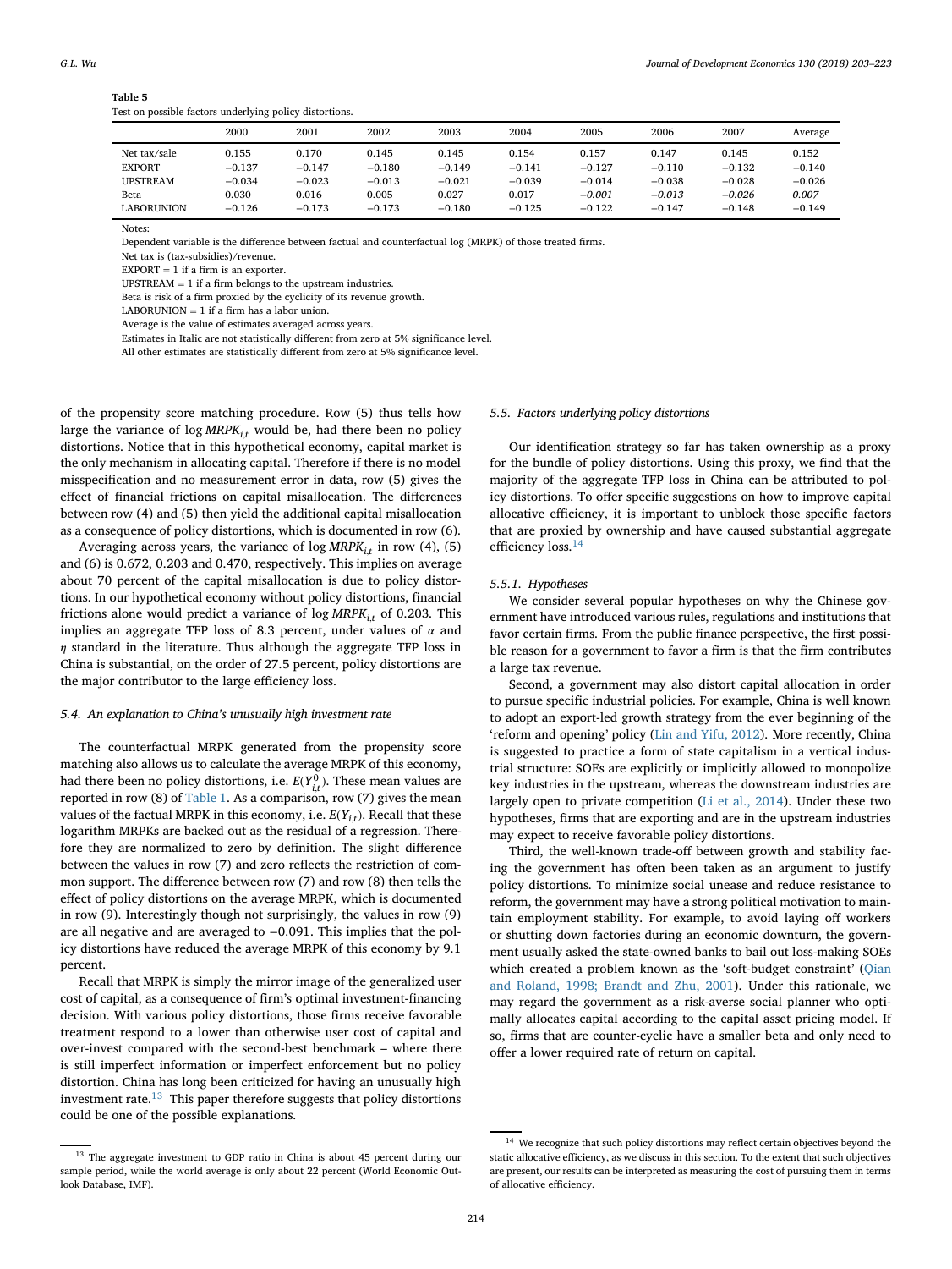**Table 5**
Test on possible factors underlying policy distortions.

| | 2000 | 2001 | 2002 | 2003 | 2004 | 2005 | 2006 | 2007 | Average |
|---|---|---|---|---|---|---|---|---|---|
| Net tax/sale | 0.155 | 0.170 | 0.145 | 0.145 | 0.154 | 0.157 | 0.147 | 0.145 | 0.152 |
| EXPORT | −0.137 | −0.147 | −0.180 | −0.149 | −0.141 | −0.127 | −0.110 | −0.132 | −0.140 |
| UPSTREAM | −0.034 | −0.023 | −0.013 | −0.021 | −0.039 | −0.014 | −0.038 | −0.028 | −0.026 |
| Beta | 0.030 | 0.016 | 0.005 | 0.027 | 0.017 | *−0.001* | *−0.013* | *−0.026* | *0.007* |
| LABORUNION | −0.126 | −0.173 | −0.173 | −0.180 | −0.125 | −0.122 | −0.147 | −0.148 | −0.149 |

Notes:
Dependent variable is the difference between factual and counterfactual log (MRPK) of those treated firms.
Net tax is (tax-subsidies)/revenue.
EXPORT = 1 if a firm is an exporter.
UPSTREAM = 1 if a firm belongs to the upstream industries.
Beta is risk of a firm proxied by the cyclicity of its revenue growth.
LABORUNION = 1 if a firm has a labor union.
Average is the value of estimates averaged across years.
Estimates in Italic are not statistically different from zero at 5% significance level.
All other estimates are statistically different from zero at 5% significance level.

of the propensity score matching procedure. Row (5) thus tells how large the variance of log $MRPK_{i,t}$ would be, had there been no policy distortions. Notice that in this hypothetical economy, capital market is the only mechanism in allocating capital. Therefore if there is no model misspecification and no measurement error in data, row (5) gives the effect of financial frictions on capital misallocation. The differences between row (4) and (5) then yield the additional capital misallocation as a consequence of policy distortions, which is documented in row (6).

Averaging across years, the variance of log $MRPK_{i,t}$ in row (4), (5) and (6) is 0.672, 0.203 and 0.470, respectively. This implies on average about 70 percent of the capital misallocation is due to policy distortions. In our hypothetical economy without policy distortions, financial frictions alone would predict a variance of log $MRPK_{i,t}$ of 0.203. This implies an aggregate TFP loss of 8.3 percent, under values of $\alpha$ and $\eta$ standard in the literature. Thus although the aggregate TFP loss in China is substantial, on the order of 27.5 percent, policy distortions are the major contributor to the large efficiency loss.

### 5.4. An explanation to China's unusually high investment rate

The counterfactual MRPK generated from the propensity score matching also allows us to calculate the average MRPK of this economy, had there been no policy distortions, i.e. $E(Y^0_{i,t})$. These mean values are reported in row (8) of Table 1. As a comparison, row (7) gives the mean values of the factual MRPK in this economy, i.e. $E(Y_{i,t})$. Recall that these logarithm MRPKs are backed out as the residual of a regression. Therefore they are normalized to zero by definition. The slight difference between the values in row (7) and zero reflects the restriction of common support. The difference between row (7) and row (8) then tells the effect of policy distortions on the average MRPK, which is documented in row (9). Interestingly though not surprisingly, the values in row (9) are all negative and are averaged to −0.091. This implies that the policy distortions have reduced the average MRPK of this economy by 9.1 percent.

Recall that MRPK is simply the mirror image of the generalized user cost of capital, as a consequence of firm's optimal investment-financing decision. With various policy distortions, those firms receive favorable treatment respond to a lower than otherwise user cost of capital and over-invest compared with the second-best benchmark – where there is still imperfect information or imperfect enforcement but no policy distortion. China has long been criticized for having an unusually high investment rate.[13] This paper therefore suggests that policy distortions could be one of the possible explanations.

### 5.5. Factors underlying policy distortions

Our identification strategy so far has taken ownership as a proxy for the bundle of policy distortions. Using this proxy, we find that the majority of the aggregate TFP loss in China can be attributed to policy distortions. To offer specific suggestions on how to improve capital allocative efficiency, it is important to unblock those specific factors that are proxied by ownership and have caused substantial aggregate efficiency loss.[14]

#### 5.5.1. Hypotheses

We consider several popular hypotheses on why the Chinese government have introduced various rules, regulations and institutions that favor certain firms. From the public finance perspective, the first possible reason for a government to favor a firm is that the firm contributes a large tax revenue.

Second, a government may also distort capital allocation in order to pursue specific industrial policies. For example, China is well known to adopt an export-led growth strategy from the ever beginning of the 'reform and opening' policy (Lin and Yifu, 2012). More recently, China is suggested to practice a form of state capitalism in a vertical industrial structure: SOEs are explicitly or implicitly allowed to monopolize key industries in the upstream, whereas the downstream industries are largely open to private competition (Li et al., 2014). Under these two hypotheses, firms that are exporting and are in the upstream industries may expect to receive favorable policy distortions.

Third, the well-known trade-off between growth and stability facing the government has often been taken as an argument to justify policy distortions. To minimize social unease and reduce resistance to reform, the government may have a strong political motivation to maintain employment stability. For example, to avoid laying off workers or shutting down factories during an economic downturn, the government usually asked the state-owned banks to bail out loss-making SOEs which created a problem known as the 'soft-budget constraint' (Qian and Roland, 1998; Brandt and Zhu, 2001). Under this rationale, we may regard the government as a risk-averse social planner who optimally allocates capital according to the capital asset pricing model. If so, firms that are counter-cyclic have a smaller beta and only need to offer a lower required rate of return on capital.

[13] The aggregate investment to GDP ratio in China is about 45 percent during our sample period, while the world average is only about 22 percent (World Economic Outlook Database, IMF).

[14] We recognize that such policy distortions may reflect certain objectives beyond the static allocative efficiency, as we discuss in this section. To the extent that such objectives are present, our results can be interpreted as measuring the cost of pursuing them in terms of allocative efficiency.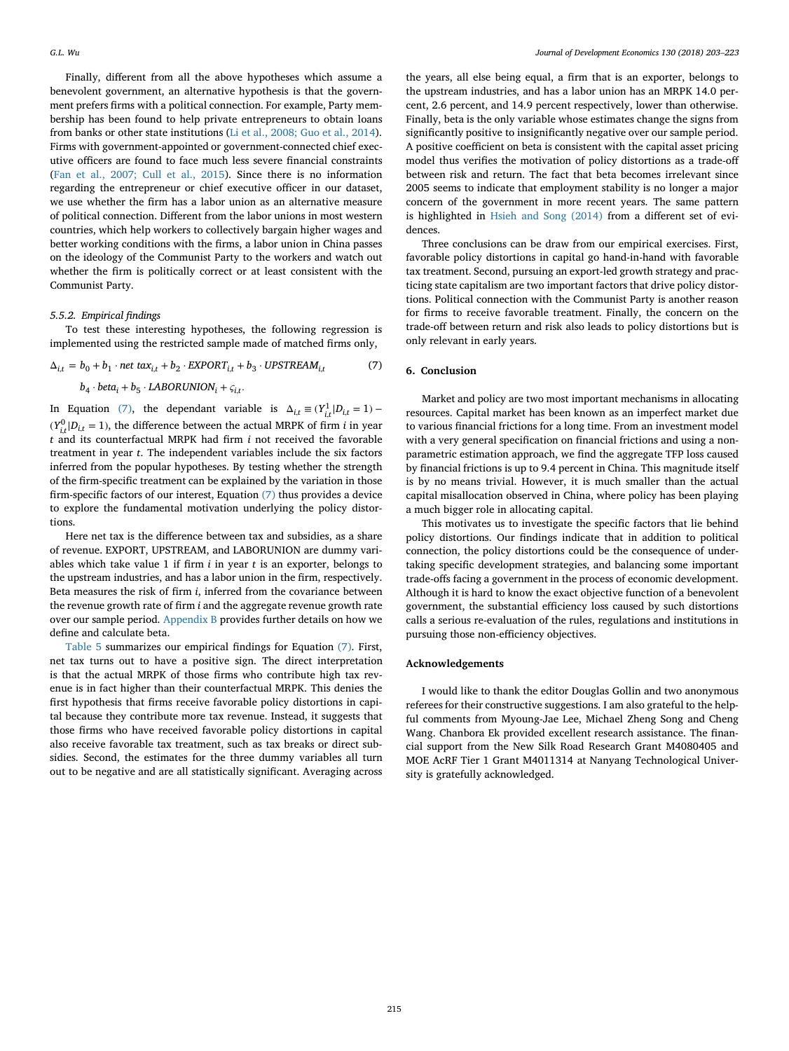Finally, different from all the above hypotheses which assume a benevolent government, an alternative hypothesis is that the government prefers firms with a political connection. For example, Party membership has been found to help private entrepreneurs to obtain loans from banks or other state institutions (Li et al., 2008; Guo et al., 2014). Firms with government-appointed or government-connected chief executive officers are found to face much less severe financial constraints (Fan et al., 2007; Cull et al., 2015). Since there is no information regarding the entrepreneur or chief executive officer in our dataset, we use whether the firm has a labor union as an alternative measure of political connection. Different from the labor unions in most western countries, which help workers to collectively bargain higher wages and better working conditions with the firms, a labor union in China passes on the ideology of the Communist Party to the workers and watch out whether the firm is politically correct or at least consistent with the Communist Party.

#### 5.5.2. Empirical findings

To test these interesting hypotheses, the following regression is implemented using the restricted sample made of matched firms only,

$$\Delta_{i,t} = b_0 + b_1 \cdot net\ tax_{i,t} + b_2 \cdot EXPORT_{i,t} + b_3 \cdot UPSTREAM_{i,t} \qquad (7)$$
$$b_4 \cdot beta_i + b_5 \cdot LABORUNION_i + \varsigma_{i,t}.$$

In Equation (7), the dependant variable is $\Delta_{i,t} \equiv (Y^1_{i,t}|D_{i,t} = 1) - (Y^0_{i,t}|D_{i,t} = 1)$, the difference between the actual MRPK of firm $i$ in year $t$ and its counterfactual MRPK had firm $i$ not received the favorable treatment in year $t$. The independent variables include the six factors inferred from the popular hypotheses. By testing whether the strength of the firm-specific treatment can be explained by the variation in those firm-specific factors of our interest, Equation (7) thus provides a device to explore the fundamental motivation underlying the policy distortions.

Here net tax is the difference between tax and subsidies, as a share of revenue. EXPORT, UPSTREAM, and LABORUNION are dummy variables which take value 1 if firm $i$ in year $t$ is an exporter, belongs to the upstream industries, and has a labor union in the firm, respectively. Beta measures the risk of firm $i$, inferred from the covariance between the revenue growth rate of firm $i$ and the aggregate revenue growth rate over our sample period. Appendix B provides further details on how we define and calculate beta.

Table 5 summarizes our empirical findings for Equation (7). First, net tax turns out to have a positive sign. The direct interpretation is that the actual MRPK of those firms who contribute high tax revenue is in fact higher than their counterfactual MRPK. This denies the first hypothesis that firms receive favorable policy distortions in capital because they contribute more tax revenue. Instead, it suggests that those firms who have received favorable policy distortions in capital also receive favorable tax treatment, such as tax breaks or direct subsidies. Second, the estimates for the three dummy variables all turn out to be negative and are all statistically significant. Averaging across the years, all else being equal, a firm that is an exporter, belongs to the upstream industries, and has a labor union has an MRPK 14.0 percent, 2.6 percent, and 14.9 percent respectively, lower than otherwise. Finally, beta is the only variable whose estimates change the signs from significantly positive to insignificantly negative over our sample period. A positive coefficient on beta is consistent with the capital asset pricing model thus verifies the motivation of policy distortions as a trade-off between risk and return. The fact that beta becomes irrelevant since 2005 seems to indicate that employment stability is no longer a major concern of the government in more recent years. The same pattern is highlighted in Hsieh and Song (2014) from a different set of evidences.

Three conclusions can be draw from our empirical exercises. First, favorable policy distortions in capital go hand-in-hand with favorable tax treatment. Second, pursuing an export-led growth strategy and practicing state capitalism are two important factors that drive policy distortions. Political connection with the Communist Party is another reason for firms to receive favorable treatment. Finally, the concern on the trade-off between return and risk also leads to policy distortions but is only relevant in early years.

## 6. Conclusion

Market and policy are two most important mechanisms in allocating resources. Capital market has been known as an imperfect market due to various financial frictions for a long time. From an investment model with a very general specification on financial frictions and using a non-parametric estimation approach, we find the aggregate TFP loss caused by financial frictions is up to 9.4 percent in China. This magnitude itself is by no means trivial. However, it is much smaller than the actual capital misallocation observed in China, where policy has been playing a much bigger role in allocating capital.

This motivates us to investigate the specific factors that lie behind policy distortions. Our findings indicate that in addition to political connection, the policy distortions could be the consequence of undertaking specific development strategies, and balancing some important trade-offs facing a government in the process of economic development. Although it is hard to know the exact objective function of a benevolent government, the substantial efficiency loss caused by such distortions calls a serious re-evaluation of the rules, regulations and institutions in pursuing those non-efficiency objectives.

## Acknowledgements

I would like to thank the editor Douglas Gollin and two anonymous referees for their constructive suggestions. I am also grateful to the helpful comments from Myoung-Jae Lee, Michael Zheng Song and Cheng Wang. Chanbora Ek provided excellent research assistance. The financial support from the New Silk Road Research Grant M4080405 and MOE AcRF Tier 1 Grant M4011314 at Nanyang Technological University is gratefully acknowledged.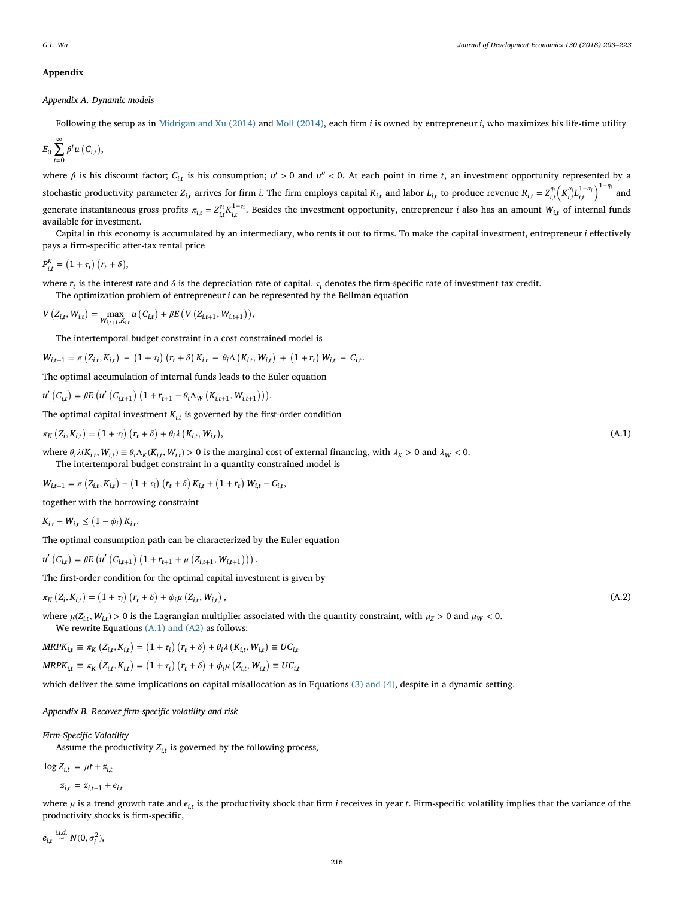## Appendix

### Appendix A. Dynamic models

Following the setup as in Midrigan and Xu (2014) and Moll (2014), each firm $i$ is owned by entrepreneur $i$, who maximizes his life-time utility

$$E_0 \sum_{t=0}^{\infty} \beta^t u\left(C_{i,t}\right),$$

where $\beta$ is his discount factor; $C_{i,t}$ is his consumption; $u' > 0$ and $u'' < 0$. At each point in time $t$, an investment opportunity represented by a stochastic productivity parameter $Z_{i,t}$ arrives for firm $i$. The firm employs capital $K_{i,t}$ and labor $L_{i,t}$ to produce revenue $R_{i,t} = Z_{i,t}^{\eta_i}\left(K_{i,t}^{\alpha_i} L_{i,t}^{1-\alpha_i}\right)^{1-\eta_i}$ and generate instantaneous gross profits $\pi_{i,t} = Z_{i,t}^{\gamma_i} K_{i,t}^{1-\gamma_i}$. Besides the investment opportunity, entrepreneur $i$ also has an amount $W_{i,t}$ of internal funds available for investment.

Capital in this economy is accumulated by an intermediary, who rents it out to firms. To make the capital investment, entrepreneur $i$ effectively pays a firm-specific after-tax rental price

$$P_{i,t}^K = \left(1+\tau_i\right)\left(r_t+\delta\right),$$

where $r_t$ is the interest rate and $\delta$ is the depreciation rate of capital. $\tau_i$ denotes the firm-specific rate of investment tax credit.

The optimization problem of entrepreneur $i$ can be represented by the Bellman equation

$$V\left(Z_{i,t}, W_{i,t}\right) = \max_{W_{i,t+1}, K_{i,t}} u\left(C_{i,t}\right) + \beta E\left(V\left(Z_{i,t+1}, W_{i,t+1}\right)\right),$$

The intertemporal budget constraint in a cost constrained model is

$$W_{i,t+1} = \pi\left(Z_{i,t}, K_{i,t}\right) - \left(1+\tau_i\right)\left(r_t+\delta\right)K_{i,t} - \theta_i \Lambda\left(K_{i,t}, W_{i,t}\right) + \left(1+r_t\right)W_{i,t} - C_{i,t}.$$

The optimal accumulation of internal funds leads to the Euler equation

$$u'\left(C_{i,t}\right) = \beta E\left(u'\left(C_{i,t+1}\right)\left(1+r_{t+1} - \theta_i \Lambda_W\left(K_{i,t+1}, W_{i,t+1}\right)\right)\right).$$

The optimal capital investment $K_{i,t}$ is governed by the first-order condition

$$\pi_K\left(Z_i, K_{i,t}\right) = \left(1+\tau_i\right)\left(r_t+\delta\right) + \theta_i \lambda\left(K_{i,t}, W_{i,t}\right), \tag{A.1}$$

where $\theta_i \lambda(K_{i,t}, W_{i,t}) \equiv \theta_i \Lambda_K(K_{i,t}, W_{i,t}) > 0$ is the marginal cost of external financing, with $\lambda_K > 0$ and $\lambda_W < 0$.

The intertemporal budget constraint in a quantity constrained model is

$$W_{i,t+1} = \pi\left(Z_{i,t}, K_{i,t}\right) - \left(1+\tau_i\right)\left(r_t+\delta\right)K_{i,t} + \left(1+r_t\right)W_{i,t} - C_{i,t},$$

together with the borrowing constraint

$$K_{i,t} - W_{i,t} \le \left(1-\phi_i\right)K_{i,t}.$$

The optimal consumption path can be characterized by the Euler equation

$$u'\left(C_{i,t}\right) = \beta E\left(u'\left(C_{i,t+1}\right)\left(1+r_{t+1} + \mu\left(Z_{i,t+1}, W_{i,t+1}\right)\right)\right).$$

The first-order condition for the optimal capital investment is given by

$$\pi_K\left(Z_i, K_{i,t}\right) = \left(1+\tau_i\right)\left(r_t+\delta\right) + \phi_i \mu\left(Z_{i,t}, W_{i,t}\right), \tag{A.2}$$

where $\mu(Z_{i,t}, W_{i,t}) > 0$ is the Lagrangian multiplier associated with the quantity constraint, with $\mu_Z > 0$ and $\mu_W < 0$.

We rewrite Equations (A.1) and (A2) as follows:

$$MRPK_{i,t} \equiv \pi_K\left(Z_{i,t}, K_{i,t}\right) = \left(1+\tau_i\right)\left(r_t+\delta\right) + \theta_i \lambda\left(K_{i,t}, W_{i,t}\right) \equiv UC_{i,t}$$

$$MRPK_{i,t} \equiv \pi_K\left(Z_{i,t}, K_{i,t}\right) = \left(1+\tau_i\right)\left(r_t+\delta\right) + \phi_i \mu\left(Z_{i,t}, W_{i,t}\right) \equiv UC_{i,t}$$

which deliver the same implications on capital misallocation as in Equations (3) and (4), despite in a dynamic setting.

### Appendix B. Recover firm-specific volatility and risk

*Firm-Specific Volatility*

Assume the productivity $Z_{i,t}$ is governed by the following process,

$$\log Z_{i,t} = \mu t + z_{i,t}$$

$$z_{i,t} = z_{i,t-1} + e_{i,t}$$

where $\mu$ is a trend growth rate and $e_{i,t}$ is the productivity shock that firm $i$ receives in year $t$. Firm-specific volatility implies that the variance of the productivity shocks is firm-specific,

$$e_{i,t} \overset{i.i.d.}{\sim} N(0, \sigma_i^2),$$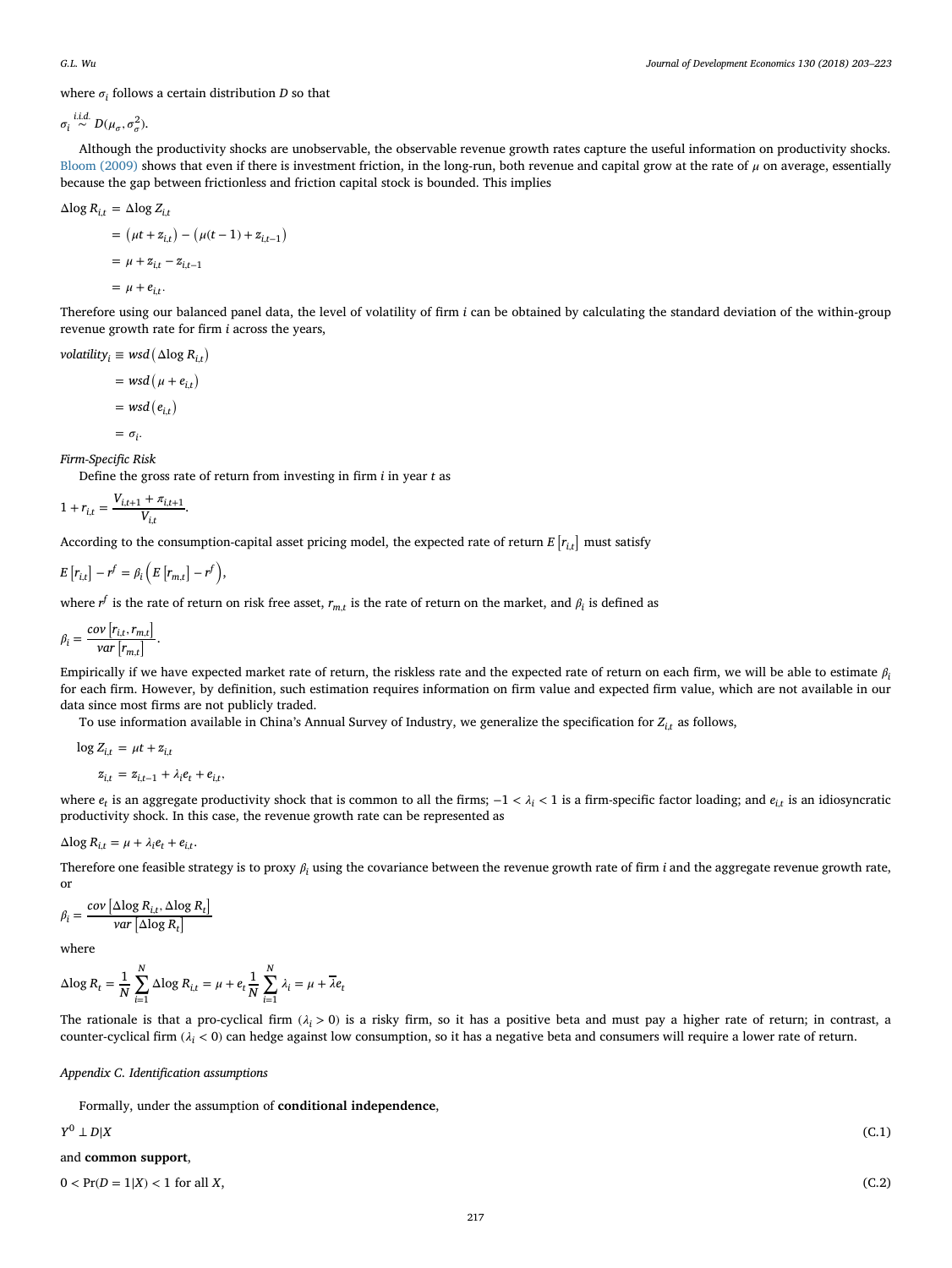where $\sigma_i$ follows a certain distribution $D$ so that

$$\sigma_i \overset{i.i.d.}{\sim} D(\mu_\sigma, \sigma_\sigma^2).$$

Although the productivity shocks are unobservable, the observable revenue growth rates capture the useful information on productivity shocks. Bloom (2009) shows that even if there is investment friction, in the long-run, both revenue and capital grow at the rate of $\mu$ on average, essentially because the gap between frictionless and friction capital stock is bounded. This implies

$$\begin{aligned}
\Delta \log R_{i,t} &= \Delta \log Z_{i,t} \\
&= (\mu t + z_{i,t}) - (\mu(t-1) + z_{i,t-1}) \\
&= \mu + z_{i,t} - z_{i,t-1} \\
&= \mu + e_{i,t}.
\end{aligned}$$

Therefore using our balanced panel data, the level of volatility of firm $i$ can be obtained by calculating the standard deviation of the within-group revenue growth rate for firm $i$ across the years,

$$\begin{aligned}
volatility_i &\equiv wsd(\Delta \log R_{i,t}) \\
&= wsd(\mu + e_{i,t}) \\
&= wsd(e_{i,t}) \\
&= \sigma_i.
\end{aligned}$$

*Firm-Specific Risk*

Define the gross rate of return from investing in firm $i$ in year $t$ as

$$1 + r_{i,t} = \frac{V_{i,t+1} + \pi_{i,t+1}}{V_{i,t}}.$$

According to the consumption-capital asset pricing model, the expected rate of return $E[r_{i,t}]$ must satisfy

$$E[r_{i,t}] - r^f = \beta_i \left( E[r_{m,t}] - r^f \right),$$

where $r^f$ is the rate of return on risk free asset, $r_{m,t}$ is the rate of return on the market, and $\beta_i$ is defined as

$$\beta_i = \frac{cov[r_{i,t}, r_{m,t}]}{var[r_{m,t}]}.$$

Empirically if we have expected market rate of return, the riskless rate and the expected rate of return on each firm, we will be able to estimate $\beta_i$ for each firm. However, by definition, such estimation requires information on firm value and expected firm value, which are not available in our data since most firms are not publicly traded.

To use information available in China's Annual Survey of Industry, we generalize the specification for $Z_{i,t}$ as follows,

$$\begin{aligned}
\log Z_{i,t} &= \mu t + z_{i,t} \\
z_{i,t} &= z_{i,t-1} + \lambda_i e_t + e_{i,t},
\end{aligned}$$

where $e_t$ is an aggregate productivity shock that is common to all the firms; $-1 < \lambda_i < 1$ is a firm-specific factor loading; and $e_{i,t}$ is an idiosyncratic productivity shock. In this case, the revenue growth rate can be represented as

$$\Delta \log R_{i,t} = \mu + \lambda_i e_t + e_{i,t}.$$

Therefore one feasible strategy is to proxy $\beta_i$ using the covariance between the revenue growth rate of firm $i$ and the aggregate revenue growth rate, or

$$\beta_i = \frac{cov[\Delta \log R_{i,t}, \Delta \log R_t]}{var[\Delta \log R_t]}$$

where

$$\Delta \log R_t = \frac{1}{N}\sum_{i=1}^{N} \Delta \log R_{i,t} = \mu + e_t \frac{1}{N}\sum_{i=1}^{N} \lambda_i = \mu + \overline{\lambda} e_t$$

The rationale is that a pro-cyclical firm ($\lambda_i > 0$) is a risky firm, so it has a positive beta and must pay a higher rate of return; in contrast, a counter-cyclical firm ($\lambda_i < 0$) can hedge against low consumption, so it has a negative beta and consumers will require a lower rate of return.

## *Appendix C. Identification assumptions*

Formally, under the assumption of **conditional independence**,

$$Y^0 \perp D | X \tag{C.1}$$

and **common support**,

$$0 < \Pr(D = 1|X) < 1 \text{ for all } X, \tag{C.2}$$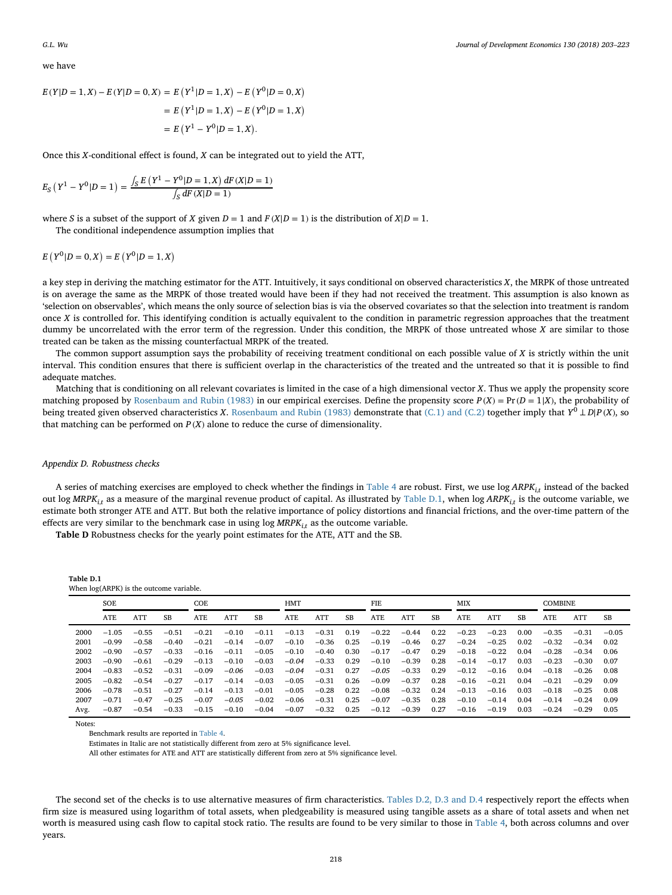we have

$$
\begin{aligned}
E(Y|D=1,X)-E(Y|D=0,X) &= E\left(Y^1|D=1,X\right)-E\left(Y^0|D=0,X\right)\\
&= E\left(Y^1|D=1,X\right)-E\left(Y^0|D=1,X\right)\\
&= E\left(Y^1-Y^0|D=1,X\right).
\end{aligned}
$$

Once this $X$-conditional effect is found, $X$ can be integrated out to yield the ATT,

$$
E_S\left(Y^1-Y^0|D=1\right)=\frac{\int_S E\left(Y^1-Y^0|D=1,X\right)dF(X|D=1)}{\int_S dF(X|D=1)}
$$

where $S$ is a subset of the support of $X$ given $D=1$ and $F(X|D=1)$ is the distribution of $X|D=1$.

The conditional independence assumption implies that

$$
E\left(Y^0|D=0,X\right)=E\left(Y^0|D=1,X\right)
$$

a key step in deriving the matching estimator for the ATT. Intuitively, it says conditional on observed characteristics $X$, the MRPK of those untreated is on average the same as the MRPK of those treated would have been if they had not received the treatment. This assumption is also known as 'selection on observables', which means the only source of selection bias is via the observed covariates so that the selection into treatment is random once $X$ is controlled for. This identifying condition is actually equivalent to the condition in parametric regression approaches that the treatment dummy be uncorrelated with the error term of the regression. Under this condition, the MRPK of those untreated whose $X$ are similar to those treated can be taken as the missing counterfactual MRPK of the treated.

The common support assumption says the probability of receiving treatment conditional on each possible value of $X$ is strictly within the unit interval. This condition ensures that there is sufficient overlap in the characteristics of the treated and the untreated so that it is possible to find adequate matches.

Matching that is conditioning on all relevant covariates is limited in the case of a high dimensional vector $X$. Thus we apply the propensity score matching proposed by Rosenbaum and Rubin (1983) in our empirical exercises. Define the propensity score $P(X)=\Pr(D=1|X)$, the probability of being treated given observed characteristics $X$. Rosenbaum and Rubin (1983) demonstrate that (C.1) and (C.2) together imply that $Y^0 \perp D|P(X)$, so that matching can be performed on $P(X)$ alone to reduce the curse of dimensionality.

## Appendix D. Robustness checks

A series of matching exercises are employed to check whether the findings in Table 4 are robust. First, we use log $ARPK_{i,t}$ instead of the backed out log $MRPK_{i,t}$ as a measure of the marginal revenue product of capital. As illustrated by Table D.1, when log $ARPK_{i,t}$ is the outcome variable, we estimate both stronger ATE and ATT. But both the relative importance of policy distortions and financial frictions, and the over-time pattern of the effects are very similar to the benchmark case in using log $MRPK_{i,t}$ as the outcome variable.

**Table D** Robustness checks for the yearly point estimates for the ATE, ATT and the SB.

**Table D.1**
When log(ARPK) is the outcome variable.

| | SOE | | | COE | | | HMT | | | FIE | | | MIX | | | COMBINE | | |
|---|---|---|---|---|---|---|---|---|---|---|---|---|---|---|---|---|---|---|
| | ATE | ATT | SB | ATE | ATT | SB | ATE | ATT | SB | ATE | ATT | SB | ATE | ATT | SB | ATE | ATT | SB |
| 2000 | −1.05 | −0.55 | −0.51 | −0.21 | −0.10 | −0.11 | −0.13 | −0.31 | 0.19 | −0.22 | −0.44 | 0.22 | −0.23 | −0.23 | 0.00 | −0.35 | −0.31 | −0.05 |
| 2001 | −0.99 | −0.58 | −0.40 | −0.21 | −0.14 | −0.07 | −0.10 | −0.36 | 0.25 | −0.19 | −0.46 | 0.27 | −0.24 | −0.25 | 0.02 | −0.32 | −0.34 | 0.02 |
| 2002 | −0.90 | −0.57 | −0.33 | −0.16 | −0.11 | −0.05 | −0.10 | −0.40 | 0.30 | −0.17 | −0.47 | 0.29 | −0.18 | −0.22 | 0.04 | −0.28 | −0.34 | 0.06 |
| 2003 | −0.90 | −0.61 | −0.29 | −0.13 | −0.10 | −0.03 | *−0.04* | −0.33 | 0.29 | −0.10 | −0.39 | 0.28 | −0.14 | −0.17 | 0.03 | −0.23 | −0.30 | 0.07 |
| 2004 | −0.83 | −0.52 | −0.31 | −0.09 | *−0.06* | −0.03 | *−0.04* | −0.31 | 0.27 | *−0.05* | −0.33 | 0.29 | −0.12 | −0.16 | 0.04 | −0.18 | −0.26 | 0.08 |
| 2005 | −0.82 | −0.54 | −0.27 | −0.17 | −0.14 | −0.03 | −0.05 | −0.31 | 0.26 | −0.09 | −0.37 | 0.28 | −0.16 | −0.21 | 0.04 | −0.21 | −0.29 | 0.09 |
| 2006 | −0.78 | −0.51 | −0.27 | −0.14 | −0.13 | −0.01 | −0.05 | −0.28 | 0.22 | −0.08 | −0.32 | 0.24 | −0.13 | −0.16 | 0.03 | −0.18 | −0.25 | 0.08 |
| 2007 | −0.71 | −0.47 | −0.25 | −0.07 | *−0.05* | −0.02 | −0.06 | −0.31 | 0.25 | −0.07 | −0.35 | 0.28 | −0.10 | −0.14 | 0.04 | −0.14 | −0.24 | 0.09 |
| Avg. | −0.87 | −0.54 | −0.33 | −0.15 | −0.10 | −0.04 | −0.07 | −0.32 | 0.25 | −0.12 | −0.39 | 0.27 | −0.16 | −0.19 | 0.03 | −0.24 | −0.29 | 0.05 |

Notes:
Benchmark results are reported in Table 4.
Estimates in Italic are not statistically different from zero at 5% significance level.
All other estimates for ATE and ATT are statistically different from zero at 5% significance level.

The second set of the checks is to use alternative measures of firm characteristics. Tables D.2, D.3 and D.4 respectively report the effects when firm size is measured using logarithm of total assets, when pledgeability is measured using tangible assets as a share of total assets and when net worth is measured using cash flow to capital stock ratio. The results are found to be very similar to those in Table 4, both across columns and over years.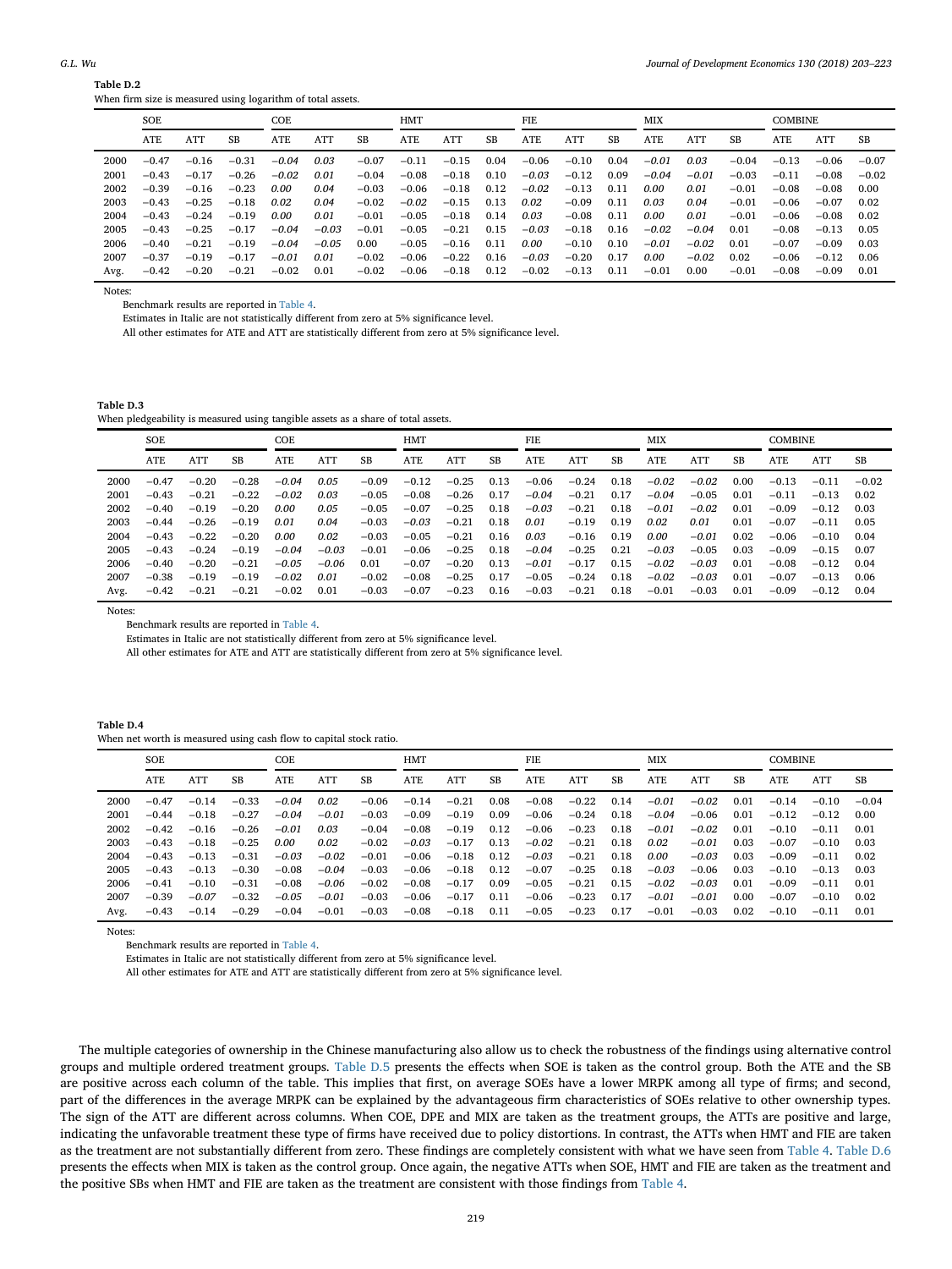**Table D.2**
When firm size is measured using logarithm of total assets.

| | SOE | | | COE | | | HMT | | | FIE | | | MIX | | | COMBINE | | |
|---|---|---|---|---|---|---|---|---|---|---|---|---|---|---|---|---|---|---|
| | ATE | ATT | SB | ATE | ATT | SB | ATE | ATT | SB | ATE | ATT | SB | ATE | ATT | SB | ATE | ATT | SB |
| 2000 | −0.47 | −0.16 | −0.31 | *−0.04* | *0.03* | −0.07 | −0.11 | −0.15 | 0.04 | −0.06 | −0.10 | 0.04 | *−0.01* | *0.03* | −0.04 | −0.13 | −0.06 | −0.07 |
| 2001 | −0.43 | −0.17 | −0.26 | *−0.02* | *0.01* | −0.04 | −0.08 | −0.18 | 0.10 | *−0.03* | −0.12 | 0.09 | *−0.04* | *−0.01* | −0.03 | −0.11 | −0.08 | −0.02 |
| 2002 | −0.39 | −0.16 | −0.23 | *0.00* | *0.04* | −0.03 | −0.06 | −0.18 | 0.12 | *−0.02* | −0.13 | 0.11 | *0.00* | *0.01* | −0.01 | −0.08 | −0.08 | 0.00 |
| 2003 | −0.43 | −0.25 | −0.18 | *0.02* | *0.04* | −0.02 | *−0.02* | −0.15 | 0.13 | *0.02* | −0.09 | 0.11 | *0.03* | *0.04* | −0.01 | −0.06 | −0.07 | 0.02 |
| 2004 | −0.43 | −0.24 | −0.19 | *0.00* | *0.01* | −0.01 | −0.05 | −0.18 | 0.14 | *0.03* | −0.08 | 0.11 | *0.00* | *0.01* | −0.01 | −0.06 | −0.08 | 0.02 |
| 2005 | −0.43 | −0.25 | −0.17 | *−0.04* | *−0.03* | −0.01 | −0.05 | −0.21 | 0.15 | *−0.03* | −0.18 | 0.16 | *−0.02* | *−0.04* | 0.01 | −0.08 | −0.13 | 0.05 |
| 2006 | −0.40 | −0.21 | −0.19 | *−0.04* | *−0.05* | 0.00 | −0.05 | −0.16 | 0.11 | *0.00* | −0.10 | 0.10 | *−0.01* | *−0.02* | 0.01 | −0.07 | −0.09 | 0.03 |
| 2007 | −0.37 | −0.19 | −0.17 | *−0.01* | *0.01* | −0.02 | −0.06 | −0.22 | 0.16 | *−0.03* | −0.20 | 0.17 | *0.00* | *−0.02* | 0.02 | −0.06 | −0.12 | 0.06 |
| Avg. | −0.42 | −0.20 | −0.21 | −0.02 | 0.01 | −0.02 | −0.06 | −0.18 | 0.12 | −0.02 | −0.13 | 0.11 | −0.01 | 0.00 | −0.01 | −0.08 | −0.09 | 0.01 |

Notes:
Benchmark results are reported in Table 4.
Estimates in Italic are not statistically different from zero at 5% significance level.
All other estimates for ATE and ATT are statistically different from zero at 5% significance level.

**Table D.3**
When pledgeability is measured using tangible assets as a share of total assets.

| | SOE | | | COE | | | HMT | | | FIE | | | MIX | | | COMBINE | | |
|---|---|---|---|---|---|---|---|---|---|---|---|---|---|---|---|---|---|---|
| | ATE | ATT | SB | ATE | ATT | SB | ATE | ATT | SB | ATE | ATT | SB | ATE | ATT | SB | ATE | ATT | SB |
| 2000 | −0.47 | −0.20 | −0.28 | *−0.04* | *0.05* | −0.09 | −0.12 | −0.25 | 0.13 | −0.06 | −0.24 | 0.18 | *−0.02* | *−0.02* | 0.00 | −0.13 | −0.11 | −0.02 |
| 2001 | −0.43 | −0.21 | −0.22 | *−0.02* | *0.03* | −0.05 | −0.08 | −0.26 | 0.17 | *−0.04* | −0.21 | 0.17 | *−0.04* | −0.05 | 0.01 | −0.11 | −0.13 | 0.02 |
| 2002 | −0.40 | −0.19 | −0.20 | *0.00* | *0.05* | −0.05 | −0.07 | −0.25 | 0.18 | *−0.03* | −0.21 | 0.18 | *−0.01* | *−0.02* | 0.01 | −0.09 | −0.12 | 0.03 |
| 2003 | −0.44 | −0.26 | −0.19 | *0.01* | *0.04* | −0.03 | *−0.03* | −0.21 | 0.18 | *0.01* | −0.19 | 0.19 | *0.02* | *0.01* | 0.01 | −0.07 | −0.11 | 0.05 |
| 2004 | −0.43 | −0.22 | −0.20 | *0.00* | *0.02* | −0.03 | −0.05 | −0.21 | 0.16 | *0.03* | −0.16 | 0.19 | *0.00* | *−0.01* | 0.02 | −0.06 | −0.10 | 0.04 |
| 2005 | −0.43 | −0.24 | −0.19 | *−0.04* | *−0.03* | −0.01 | −0.06 | −0.25 | 0.18 | *−0.04* | −0.25 | 0.21 | *−0.03* | −0.05 | 0.03 | −0.09 | −0.15 | 0.07 |
| 2006 | −0.40 | −0.20 | −0.21 | *−0.05* | *−0.06* | 0.01 | −0.07 | −0.20 | 0.13 | *−0.01* | −0.17 | 0.15 | *−0.02* | *−0.03* | 0.01 | −0.08 | −0.12 | 0.04 |
| 2007 | −0.38 | −0.19 | −0.19 | *−0.02* | *0.01* | −0.02 | −0.08 | −0.25 | 0.17 | −0.05 | −0.24 | 0.18 | *−0.02* | *−0.03* | 0.01 | −0.07 | −0.13 | 0.06 |
| Avg. | −0.42 | −0.21 | −0.21 | −0.02 | 0.01 | −0.03 | −0.07 | −0.23 | 0.16 | −0.03 | −0.21 | 0.18 | −0.01 | −0.03 | 0.01 | −0.09 | −0.12 | 0.04 |

Notes:
Benchmark results are reported in Table 4.
Estimates in Italic are not statistically different from zero at 5% significance level.
All other estimates for ATE and ATT are statistically different from zero at 5% significance level.

**Table D.4**
When net worth is measured using cash flow to capital stock ratio.

| | SOE | | | COE | | | HMT | | | FIE | | | MIX | | | COMBINE | | |
|---|---|---|---|---|---|---|---|---|---|---|---|---|---|---|---|---|---|---|
| | ATE | ATT | SB | ATE | ATT | SB | ATE | ATT | SB | ATE | ATT | SB | ATE | ATT | SB | ATE | ATT | SB |
| 2000 | −0.47 | −0.14 | −0.33 | *−0.04* | *0.02* | −0.06 | −0.14 | −0.21 | 0.08 | −0.08 | −0.22 | 0.14 | *−0.01* | *−0.02* | 0.01 | −0.14 | −0.10 | −0.04 |
| 2001 | −0.44 | −0.18 | −0.27 | *−0.04* | *−0.01* | −0.03 | −0.09 | −0.19 | 0.09 | −0.06 | −0.24 | 0.18 | *−0.04* | −0.06 | 0.01 | −0.12 | −0.12 | 0.00 |
| 2002 | −0.42 | −0.16 | −0.26 | *−0.01* | *0.03* | −0.04 | −0.08 | −0.19 | 0.12 | −0.06 | −0.23 | 0.18 | *−0.01* | *−0.02* | 0.01 | −0.10 | −0.11 | 0.01 |
| 2003 | −0.43 | −0.18 | −0.25 | *0.00* | *0.02* | −0.02 | *−0.03* | −0.17 | 0.13 | *−0.02* | −0.21 | 0.18 | *0.02* | *−0.01* | 0.03 | −0.07 | −0.10 | 0.03 |
| 2004 | −0.43 | −0.13 | −0.31 | *−0.03* | *−0.02* | −0.01 | −0.06 | −0.18 | 0.12 | *−0.03* | −0.21 | 0.18 | *0.00* | *−0.03* | 0.03 | −0.09 | −0.11 | 0.02 |
| 2005 | −0.43 | −0.13 | −0.30 | −0.08 | *−0.04* | −0.03 | −0.06 | −0.18 | 0.12 | −0.07 | −0.25 | 0.18 | *−0.03* | −0.06 | 0.03 | −0.10 | −0.13 | 0.03 |
| 2006 | −0.41 | −0.10 | −0.31 | −0.08 | *−0.06* | −0.02 | −0.08 | −0.17 | 0.09 | −0.05 | −0.21 | 0.15 | *−0.02* | *−0.03* | 0.01 | −0.09 | −0.11 | 0.01 |
| 2007 | −0.39 | *−0.07* | −0.32 | *−0.05* | *−0.01* | −0.03 | −0.06 | −0.17 | 0.11 | −0.06 | −0.23 | 0.17 | *−0.01* | *−0.01* | 0.00 | −0.07 | −0.10 | 0.02 |
| Avg. | −0.43 | −0.14 | −0.29 | −0.04 | −0.01 | −0.03 | −0.08 | −0.18 | 0.11 | −0.05 | −0.23 | 0.17 | −0.01 | −0.03 | 0.02 | −0.10 | −0.11 | 0.01 |

Notes:
Benchmark results are reported in Table 4.
Estimates in Italic are not statistically different from zero at 5% significance level.
All other estimates for ATE and ATT are statistically different from zero at 5% significance level.

The multiple categories of ownership in the Chinese manufacturing also allow us to check the robustness of the findings using alternative control groups and multiple ordered treatment groups. Table D.5 presents the effects when SOE is taken as the control group. Both the ATE and the SB are positive across each column of the table. This implies that first, on average SOEs have a lower MRPK among all type of firms; and second, part of the differences in the average MRPK can be explained by the advantageous firm characteristics of SOEs relative to other ownership types. The sign of the ATT are different across columns. When COE, DPE and MIX are taken as the treatment groups, the ATTs are positive and large, indicating the unfavorable treatment these type of firms have received due to policy distortions. In contrast, the ATTs when HMT and FIE are taken as the treatment are not substantially different from zero. These findings are completely consistent with what we have seen from Table 4. Table D.6 presents the effects when MIX is taken as the control group. Once again, the negative ATTs when SOE, HMT and FIE are taken as the treatment and the positive SBs when HMT and FIE are taken as the treatment are consistent with those findings from Table 4.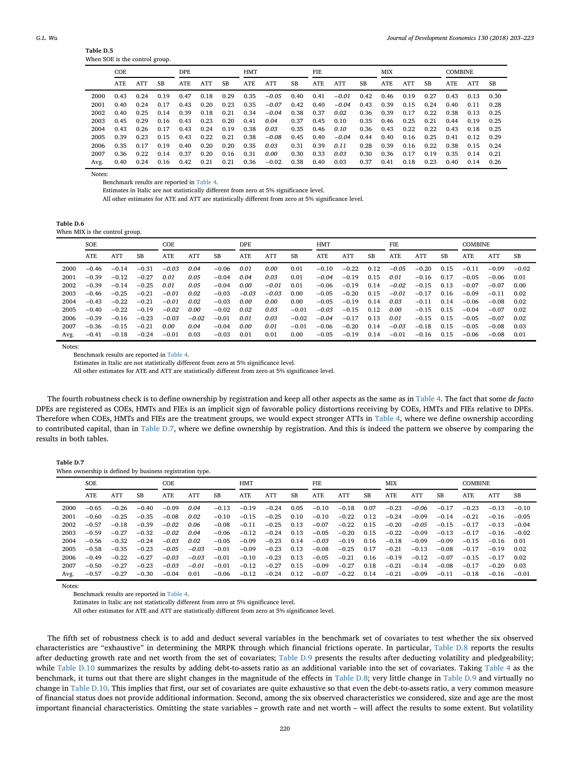**Table D.5**
When SOE is the control group.

| | COE | | | DPE | | | HMT | | | FIE | | | MIX | | | COMBINE | | |
|---|---|---|---|---|---|---|---|---|---|---|---|---|---|---|---|---|---|---|
| | ATE | ATT | SB | ATE | ATT | SB | ATE | ATT | SB | ATE | ATT | SB | ATE | ATT | SB | ATE | ATT | SB |
| 2000 | 0.43 | 0.24 | 0.19 | 0.47 | 0.18 | 0.29 | 0.35 | *−0.05* | 0.40 | 0.41 | *−0.01* | 0.42 | 0.46 | 0.19 | 0.27 | 0.43 | 0.13 | 0.30 |
| 2001 | 0.40 | 0.24 | 0.17 | 0.43 | 0.20 | 0.23 | 0.35 | *−0.07* | 0.42 | 0.40 | *−0.04* | 0.43 | 0.39 | 0.15 | 0.24 | 0.40 | 0.11 | 0.28 |
| 2002 | 0.40 | 0.25 | 0.14 | 0.39 | 0.18 | 0.21 | 0.34 | *−0.04* | 0.38 | 0.37 | *0.02* | 0.36 | 0.39 | 0.17 | 0.22 | 0.38 | 0.13 | 0.25 |
| 2003 | 0.45 | 0.29 | 0.16 | 0.43 | 0.23 | 0.20 | 0.41 | *0.04* | 0.37 | 0.45 | 0.10 | 0.35 | 0.46 | 0.25 | 0.21 | 0.44 | 0.19 | 0.25 |
| 2004 | 0.43 | 0.26 | 0.17 | 0.43 | 0.24 | 0.19 | 0.38 | *0.03* | 0.35 | 0.46 | *0.10* | 0.36 | 0.43 | 0.22 | 0.22 | 0.43 | 0.18 | 0.25 |
| 2005 | 0.39 | 0.23 | 0.15 | 0.43 | 0.22 | 0.21 | 0.38 | *−0.08* | 0.45 | 0.40 | *−0.04* | 0.44 | 0.40 | 0.16 | 0.25 | 0.41 | 0.12 | 0.29 |
| 2006 | 0.35 | 0.17 | 0.19 | 0.40 | 0.20 | 0.20 | 0.35 | *0.03* | 0.31 | 0.39 | *0.11* | 0.28 | 0.39 | 0.16 | 0.22 | 0.38 | 0.15 | 0.24 |
| 2007 | 0.36 | 0.22 | 0.14 | 0.37 | 0.20 | 0.16 | 0.31 | *0.00* | 0.30 | 0.33 | *0.03* | 0.30 | 0.36 | 0.17 | 0.19 | 0.35 | 0.14 | 0.21 |
| Avg. | 0.40 | 0.24 | 0.16 | 0.42 | 0.21 | 0.21 | 0.36 | −0.02 | 0.38 | 0.40 | 0.03 | 0.37 | 0.41 | 0.18 | 0.23 | 0.40 | 0.14 | 0.26 |

Notes:
Benchmark results are reported in Table 4.
Estimates in Italic are not statistically different from zero at 5% significance level.
All other estimates for ATE and ATT are statistically different from zero at 5% significance level.

**Table D.6**
When MIX is the control group.

| | SOE | | | COE | | | DPE | | | HMT | | | FIE | | | COMBINE | | |
|---|---|---|---|---|---|---|---|---|---|---|---|---|---|---|---|---|---|---|
| | ATE | ATT | SB | ATE | ATT | SB | ATE | ATT | SB | ATE | ATT | SB | ATE | ATT | SB | ATE | ATT | SB |
| 2000 | −0.46 | −0.14 | −0.31 | *−0.03* | *0.04* | −0.06 | *0.01* | *0.00* | 0.01 | −0.10 | −0.22 | 0.12 | *−0.05* | −0.20 | 0.15 | −0.11 | −0.09 | −0.02 |
| 2001 | −0.39 | −0.12 | −0.27 | *0.01* | *0.05* | −0.04 | *0.04* | *0.03* | 0.01 | *−0.04* | −0.19 | 0.15 | *0.01* | −0.16 | 0.17 | −0.05 | −0.06 | 0.01 |
| 2002 | −0.39 | −0.14 | −0.25 | *0.01* | *0.05* | −0.04 | *0.00* | *−0.01* | 0.01 | −0.06 | −0.19 | 0.14 | *−0.02* | −0.15 | 0.13 | −0.07 | −0.07 | 0.00 |
| 2003 | −0.46 | −0.25 | −0.21 | *−0.01* | *0.02* | −0.03 | *−0.03* | *−0.03* | 0.00 | −0.05 | −0.20 | 0.15 | *−0.01* | −0.17 | 0.16 | −0.09 | −0.11 | 0.02 |
| 2004 | −0.43 | −0.22 | −0.21 | *−0.01* | *0.02* | −0.03 | *0.00* | *0.00* | 0.00 | −0.05 | −0.19 | 0.14 | *0.03* | −0.11 | 0.14 | −0.06 | −0.08 | 0.02 |
| 2005 | −0.40 | −0.22 | −0.19 | *−0.02* | *0.00* | −0.02 | *0.02* | *0.03* | −0.01 | *−0.03* | −0.15 | 0.12 | *0.00* | −0.15 | 0.15 | −0.04 | −0.07 | 0.02 |
| 2006 | −0.39 | −0.16 | −0.23 | *−0.03* | *−0.02* | −0.01 | *0.01* | *0.03* | −0.02 | *−0.04* | −0.17 | 0.13 | *0.01* | −0.15 | 0.15 | −0.05 | −0.07 | 0.02 |
| 2007 | −0.36 | −0.15 | −0.21 | *0.00* | *0.04* | −0.04 | *0.00* | *0.01* | −0.01 | −0.06 | −0.20 | 0.14 | *−0.03* | −0.18 | 0.15 | −0.05 | −0.08 | 0.03 |
| Avg. | −0.41 | −0.18 | −0.24 | −0.01 | 0.03 | −0.03 | 0.01 | 0.01 | 0.00 | −0.05 | −0.19 | 0.14 | −0.01 | −0.16 | 0.15 | −0.06 | −0.08 | 0.01 |

Notes:
Benchmark results are reported in Table 4.
Estimates in Italic are not statistically different from zero at 5% significance level.
All other estimates for ATE and ATT are statistically different from zero at 5% significance level.

The fourth robustness check is to define ownership by registration and keep all other aspects as the same as in Table 4. The fact that some *de facto* DPEs are registered as COEs, HMTs and FIEs is an implicit sign of favorable policy distortions receiving by COEs, HMTs and FIEs relative to DPEs. Therefore when COEs, HMTs and FIEs are the treatment groups, we would expect stronger ATTs in Table 4, where we define ownership according to contributed capital, than in Table D.7, where we define ownership by registration. And this is indeed the pattern we observe by comparing the results in both tables.

**Table D.7**
When ownership is defined by business registration type.

| | SOE | | | COE | | | HMT | | | FIE | | | MIX | | | COMBINE | | |
|---|---|---|---|---|---|---|---|---|---|---|---|---|---|---|---|---|---|---|
| | ATE | ATT | SB | ATE | ATT | SB | ATE | ATT | SB | ATE | ATT | SB | ATE | ATT | SB | ATE | ATT | SB |
| 2000 | −0.65 | −0.26 | −0.40 | −0.09 | *0.04* | −0.13 | −0.19 | −0.24 | 0.05 | −0.10 | −0.18 | 0.07 | −0.23 | *−0.06* | −0.17 | −0.23 | −0.13 | −0.10 |
| 2001 | −0.60 | −0.25 | −0.35 | −0.08 | *0.02* | −0.10 | −0.15 | −0.25 | 0.10 | −0.10 | −0.22 | 0.12 | −0.24 | −0.09 | −0.14 | −0.21 | −0.16 | −0.05 |
| 2002 | −0.57 | −0.18 | −0.39 | *−0.02* | *0.06* | −0.08 | −0.11 | −0.25 | 0.13 | −0.07 | −0.22 | 0.15 | −0.20 | *−0.05* | −0.15 | −0.17 | −0.13 | −0.04 |
| 2003 | −0.59 | −0.27 | −0.32 | *−0.02* | *0.04* | −0.06 | −0.12 | −0.24 | 0.13 | −0.05 | −0.20 | 0.15 | −0.22 | −0.09 | −0.13 | −0.17 | −0.16 | −0.02 |
| 2004 | −0.56 | −0.32 | −0.24 | *−0.03* | *0.02* | −0.05 | −0.09 | −0.23 | 0.14 | *−0.03* | −0.19 | 0.16 | −0.18 | −0.09 | −0.09 | −0.15 | −0.16 | 0.01 |
| 2005 | −0.58 | −0.35 | −0.23 | *−0.05* | *−0.03* | −0.01 | −0.09 | −0.23 | 0.13 | −0.08 | −0.25 | 0.17 | −0.21 | −0.13 | −0.08 | −0.17 | −0.19 | 0.02 |
| 2006 | −0.49 | −0.22 | −0.27 | *−0.03* | *−0.03* | −0.01 | −0.10 | −0.23 | 0.13 | −0.05 | −0.21 | 0.16 | −0.19 | −0.12 | −0.07 | −0.15 | −0.17 | 0.02 |
| 2007 | −0.50 | −0.27 | −0.23 | *−0.03* | *−0.01* | −0.01 | −0.12 | −0.27 | 0.15 | −0.09 | −0.27 | 0.18 | −0.21 | −0.14 | −0.08 | −0.17 | −0.20 | 0.03 |
| Avg. | −0.57 | −0.27 | −0.30 | −0.04 | 0.01 | −0.06 | −0.12 | −0.24 | 0.12 | −0.07 | −0.22 | 0.14 | −0.21 | −0.09 | −0.11 | −0.18 | −0.16 | −0.01 |

Notes:
Benchmark results are reported in Table 4.
Estimates in Italic are not statistically different from zero at 5% significance level.
All other estimates for ATE and ATT are statistically different from zero at 5% significance level.

The fifth set of robustness check is to add and deduct several variables in the benchmark set of covariates to test whether the six observed characteristics are "exhaustive" in determining the MRPK through which financial frictions operate. In particular, Table D.8 reports the results after deducting growth rate and net worth from the set of covariates; Table D.9 presents the results after deducting volatility and pledgeability; while Table D.10 summarizes the results by adding debt-to-assets ratio as an additional variable into the set of covariates. Taking Table 4 as the benchmark, it turns out that there are slight changes in the magnitude of the effects in Table D.8; very little change in Table D.9 and virtually no change in Table D.10. This implies that first, our set of covariates are quite exhaustive so that even the debt-to-assets ratio, a very common measure of financial status does not provide additional information. Second, among the six observed characteristics we considered, size and age are the most important financial characteristics. Omitting the state variables – growth rate and net worth – will affect the results to some extent. But volatility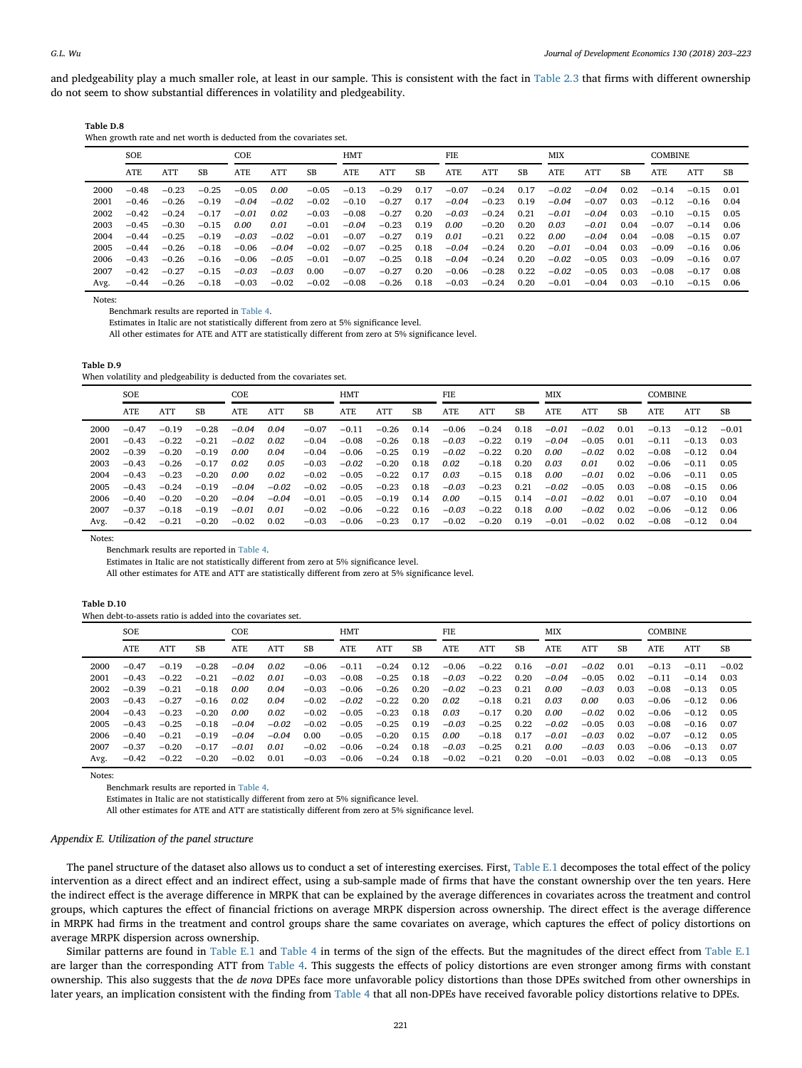and pledgeability play a much smaller role, at least in our sample. This is consistent with the fact in Table 2.3 that firms with different ownership do not seem to show substantial differences in volatility and pledgeability.

**Table D.8**
When growth rate and net worth is deducted from the covariates set.

| | SOE | | | COE | | | HMT | | | FIE | | | MIX | | | COMBINE | | |
|---|---|---|---|---|---|---|---|---|---|---|---|---|---|---|---|---|---|---|
| | ATE | ATT | SB | ATE | ATT | SB | ATE | ATT | SB | ATE | ATT | SB | ATE | ATT | SB | ATE | ATT | SB |
| 2000 | −0.48 | −0.23 | −0.25 | −0.05 | *0.00* | −0.05 | −0.13 | −0.29 | 0.17 | −0.07 | −0.24 | 0.17 | *−0.02* | *−0.04* | 0.02 | −0.14 | −0.15 | 0.01 |
| 2001 | −0.46 | −0.26 | −0.19 | *−0.04* | *−0.02* | −0.02 | −0.10 | −0.27 | 0.17 | *−0.04* | −0.23 | 0.19 | *−0.04* | −0.07 | 0.03 | −0.12 | −0.16 | 0.04 |
| 2002 | −0.42 | −0.24 | −0.17 | *−0.01* | *0.02* | −0.03 | −0.08 | −0.27 | 0.20 | *−0.03* | −0.24 | 0.21 | *−0.01* | *−0.04* | 0.03 | −0.10 | −0.15 | 0.05 |
| 2003 | −0.45 | −0.30 | −0.15 | *0.00* | *0.01* | −0.01 | *−0.04* | −0.23 | 0.19 | *0.00* | −0.20 | 0.20 | *0.03* | *−0.01* | 0.04 | −0.07 | −0.14 | 0.06 |
| 2004 | −0.44 | −0.25 | −0.19 | *−0.03* | *−0.02* | −0.01 | −0.07 | −0.27 | 0.19 | *0.01* | −0.21 | 0.22 | *0.00* | *−0.04* | 0.04 | −0.08 | −0.15 | 0.07 |
| 2005 | −0.44 | −0.26 | −0.18 | −0.06 | *−0.04* | −0.02 | −0.07 | −0.25 | 0.18 | *−0.04* | −0.24 | 0.20 | *−0.01* | −0.04 | 0.03 | −0.09 | −0.16 | 0.06 |
| 2006 | −0.43 | −0.26 | −0.16 | −0.06 | *−0.05* | −0.01 | −0.07 | −0.25 | 0.18 | *−0.04* | −0.24 | 0.20 | *−0.02* | −0.05 | 0.03 | −0.09 | −0.16 | 0.07 |
| 2007 | −0.42 | −0.27 | −0.15 | *−0.03* | *−0.03* | 0.00 | −0.07 | −0.27 | 0.20 | −0.06 | −0.28 | 0.22 | *−0.02* | −0.05 | 0.03 | −0.08 | −0.17 | 0.08 |
| Avg. | −0.44 | −0.26 | −0.18 | −0.03 | −0.02 | −0.02 | −0.08 | −0.26 | 0.18 | −0.03 | −0.24 | 0.20 | −0.01 | −0.04 | 0.03 | −0.10 | −0.15 | 0.06 |

Notes:
Benchmark results are reported in Table 4.
Estimates in Italic are not statistically different from zero at 5% significance level.
All other estimates for ATE and ATT are statistically different from zero at 5% significance level.

**Table D.9**
When volatility and pledgeability is deducted from the covariates set.

| | SOE | | | COE | | | HMT | | | FIE | | | MIX | | | COMBINE | | |
|---|---|---|---|---|---|---|---|---|---|---|---|---|---|---|---|---|---|---|
| | ATE | ATT | SB | ATE | ATT | SB | ATE | ATT | SB | ATE | ATT | SB | ATE | ATT | SB | ATE | ATT | SB |
| 2000 | −0.47 | −0.19 | −0.28 | *−0.04* | *0.04* | −0.07 | −0.11 | −0.26 | 0.14 | −0.06 | −0.24 | 0.18 | *−0.01* | *−0.02* | 0.01 | −0.13 | −0.12 | −0.01 |
| 2001 | −0.43 | −0.22 | −0.21 | *−0.02* | *0.02* | −0.04 | −0.08 | −0.26 | 0.18 | *−0.03* | −0.22 | 0.19 | *−0.04* | −0.05 | 0.01 | −0.11 | −0.13 | 0.03 |
| 2002 | −0.39 | −0.20 | −0.19 | *0.00* | *0.04* | −0.04 | −0.06 | −0.25 | 0.19 | *−0.02* | −0.22 | 0.20 | *0.00* | *−0.02* | 0.02 | −0.08 | −0.12 | 0.04 |
| 2003 | −0.43 | −0.26 | −0.17 | *0.02* | *0.05* | −0.03 | *−0.02* | −0.20 | 0.18 | *0.02* | −0.18 | 0.20 | *0.03* | *0.01* | 0.02 | −0.06 | −0.11 | 0.05 |
| 2004 | −0.43 | −0.23 | −0.20 | *0.00* | *0.02* | −0.02 | −0.05 | −0.22 | 0.17 | *0.03* | −0.15 | 0.18 | *0.00* | *−0.01* | 0.02 | −0.06 | −0.11 | 0.05 |
| 2005 | −0.43 | −0.24 | −0.19 | *−0.04* | *−0.02* | −0.02 | −0.05 | −0.23 | 0.18 | *−0.03* | −0.23 | 0.21 | *−0.02* | −0.05 | 0.03 | −0.08 | −0.15 | 0.06 |
| 2006 | −0.40 | −0.20 | −0.20 | *−0.04* | *−0.04* | −0.01 | −0.05 | −0.19 | 0.14 | *0.00* | −0.15 | 0.14 | *−0.01* | *−0.02* | 0.01 | −0.07 | −0.10 | 0.04 |
| 2007 | −0.37 | −0.18 | −0.19 | *−0.01* | *0.01* | −0.02 | −0.06 | −0.22 | 0.16 | *−0.03* | −0.22 | 0.18 | *0.00* | *−0.02* | 0.02 | −0.06 | −0.12 | 0.06 |
| Avg. | −0.42 | −0.21 | −0.20 | −0.02 | 0.02 | −0.03 | −0.06 | −0.23 | 0.17 | −0.02 | −0.20 | 0.19 | −0.01 | −0.02 | 0.02 | −0.08 | −0.12 | 0.04 |

Notes:
Benchmark results are reported in Table 4.
Estimates in Italic are not statistically different from zero at 5% significance level.
All other estimates for ATE and ATT are statistically different from zero at 5% significance level.

**Table D.10**
When debt-to-assets ratio is added into the covariates set.

| | SOE | | | COE | | | HMT | | | FIE | | | MIX | | | COMBINE | | |
|---|---|---|---|---|---|---|---|---|---|---|---|---|---|---|---|---|---|---|
| | ATE | ATT | SB | ATE | ATT | SB | ATE | ATT | SB | ATE | ATT | SB | ATE | ATT | SB | ATE | ATT | SB |
| 2000 | −0.47 | −0.19 | −0.28 | *−0.04* | *0.02* | −0.06 | −0.11 | −0.24 | 0.12 | −0.06 | −0.22 | 0.16 | *−0.01* | *−0.02* | 0.01 | −0.13 | −0.11 | −0.02 |
| 2001 | −0.43 | −0.22 | −0.21 | *−0.02* | *0.01* | −0.03 | −0.08 | −0.25 | 0.18 | *−0.03* | −0.22 | 0.20 | *−0.04* | −0.05 | 0.02 | −0.11 | −0.14 | 0.03 |
| 2002 | −0.39 | −0.21 | −0.18 | *0.00* | *0.04* | −0.03 | −0.06 | −0.26 | 0.20 | *−0.02* | −0.23 | 0.21 | *0.00* | *−0.03* | 0.03 | −0.08 | −0.13 | 0.05 |
| 2003 | −0.43 | −0.27 | −0.16 | *0.02* | *0.04* | −0.02 | *−0.02* | −0.22 | 0.20 | *0.02* | −0.18 | 0.21 | *0.03* | *0.00* | 0.03 | −0.06 | −0.12 | 0.06 |
| 2004 | −0.43 | −0.23 | −0.20 | *0.00* | *0.02* | −0.02 | −0.05 | −0.23 | 0.18 | *0.03* | −0.17 | 0.20 | *0.00* | *−0.02* | 0.02 | −0.06 | −0.12 | 0.05 |
| 2005 | −0.43 | −0.25 | −0.18 | *−0.04* | *−0.02* | −0.02 | −0.05 | −0.25 | 0.19 | *−0.03* | −0.25 | 0.22 | *−0.02* | −0.05 | 0.03 | −0.08 | −0.16 | 0.07 |
| 2006 | −0.40 | −0.21 | −0.19 | *−0.04* | *−0.04* | 0.00 | −0.05 | −0.20 | 0.15 | *0.00* | −0.18 | 0.17 | *−0.01* | *−0.03* | 0.02 | −0.07 | −0.12 | 0.05 |
| 2007 | −0.37 | −0.20 | −0.17 | *−0.01* | *0.01* | −0.02 | −0.06 | −0.24 | 0.18 | *−0.03* | −0.25 | 0.21 | *0.00* | *−0.03* | 0.03 | −0.06 | −0.13 | 0.07 |
| Avg. | −0.42 | −0.22 | −0.20 | −0.02 | 0.01 | −0.03 | −0.06 | −0.24 | 0.18 | −0.02 | −0.21 | 0.20 | −0.01 | −0.03 | 0.02 | −0.08 | −0.13 | 0.05 |

Notes:
Benchmark results are reported in Table 4.
Estimates in Italic are not statistically different from zero at 5% significance level.
All other estimates for ATE and ATT are statistically different from zero at 5% significance level.

### *Appendix E. Utilization of the panel structure*

The panel structure of the dataset also allows us to conduct a set of interesting exercises. First, Table E.1 decomposes the total effect of the policy intervention as a direct effect and an indirect effect, using a sub-sample made of firms that have the constant ownership over the ten years. Here the indirect effect is the average difference in MRPK that can be explained by the average differences in covariates across the treatment and control groups, which captures the effect of financial frictions on average MRPK dispersion across ownership. The direct effect is the average difference in MRPK had firms in the treatment and control groups share the same covariates on average, which captures the effect of policy distortions on average MRPK dispersion across ownership.

Similar patterns are found in Table E.1 and Table 4 in terms of the sign of the effects. But the magnitudes of the direct effect from Table E.1 are larger than the corresponding ATT from Table 4. This suggests the effects of policy distortions are even stronger among firms with constant ownership. This also suggests that the *de nova* DPEs face more unfavorable policy distortions than those DPEs switched from other ownerships in later years, an implication consistent with the finding from Table 4 that all non-DPEs have received favorable policy distortions relative to DPEs.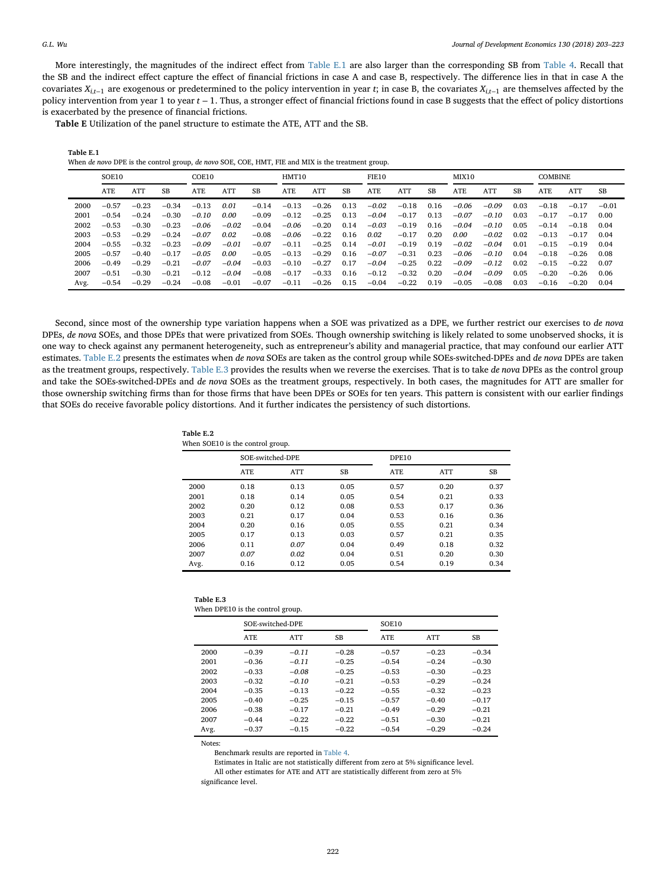More interestingly, the magnitudes of the indirect effect from Table E.1 are also larger than the corresponding SB from Table 4. Recall that the SB and the indirect effect capture the effect of financial frictions in case A and case B, respectively. The difference lies in that in case A the covariates $X_{i,t-1}$ are exogenous or predetermined to the policy intervention in year $t$; in case B, the covariates $X_{i,t-1}$ are themselves affected by the policy intervention from year 1 to year $t-1$. Thus, a stronger effect of financial frictions found in case B suggests that the effect of policy distortions is exacerbated by the presence of financial frictions.

**Table E** Utilization of the panel structure to estimate the ATE, ATT and the SB.

**Table E.1**
When *de novo* DPE is the control group, *de novo* SOE, COE, HMT, FIE and MIX is the treatment group.

| | SOE10 | | | COE10 | | | HMT10 | | | FIE10 | | | MIX10 | | | COMBINE | | |
|---|---|---|---|---|---|---|---|---|---|---|---|---|---|---|---|---|---|---|
| | ATE | ATT | SB | ATE | ATT | SB | ATE | ATT | SB | ATE | ATT | SB | ATE | ATT | SB | ATE | ATT | SB |
| 2000 | −0.57 | −0.23 | −0.34 | −0.13 | *0.01* | −0.14 | −0.13 | −0.26 | 0.13 | *−0.02* | −0.18 | 0.16 | *−0.06* | *−0.09* | 0.03 | −0.18 | −0.17 | −0.01 |
| 2001 | −0.54 | −0.24 | −0.30 | *−0.10* | *0.00* | −0.09 | −0.12 | −0.25 | 0.13 | *−0.04* | −0.17 | 0.13 | *−0.07* | *−0.10* | 0.03 | −0.17 | −0.17 | 0.00 |
| 2002 | −0.53 | −0.30 | −0.23 | *−0.06* | *−0.02* | −0.04 | *−0.06* | −0.20 | 0.14 | *−0.03* | −0.19 | 0.16 | *−0.04* | *−0.10* | 0.05 | −0.14 | −0.18 | 0.04 |
| 2003 | −0.53 | −0.29 | −0.24 | *−0.07* | *0.02* | −0.08 | *−0.06* | −0.22 | 0.16 | *0.02* | −0.17 | 0.20 | *0.00* | *−0.02* | 0.02 | −0.13 | −0.17 | 0.04 |
| 2004 | −0.55 | −0.32 | −0.23 | *−0.09* | *−0.01* | −0.07 | −0.11 | −0.25 | 0.14 | *−0.01* | −0.19 | 0.19 | *−0.02* | *−0.04* | 0.01 | −0.15 | −0.19 | 0.04 |
| 2005 | −0.57 | −0.40 | −0.17 | *−0.05* | *0.00* | −0.05 | −0.13 | −0.29 | 0.16 | *−0.07* | −0.31 | 0.23 | *−0.06* | *−0.10* | 0.04 | −0.18 | −0.26 | 0.08 |
| 2006 | −0.49 | −0.29 | −0.21 | *−0.07* | *−0.04* | −0.03 | −0.10 | −0.27 | 0.17 | *−0.04* | −0.25 | 0.22 | *−0.09* | *−0.12* | 0.02 | −0.15 | −0.22 | 0.07 |
| 2007 | −0.51 | −0.30 | −0.21 | −0.12 | *−0.04* | −0.08 | −0.17 | −0.33 | 0.16 | −0.12 | −0.32 | 0.20 | *−0.04* | *−0.09* | 0.05 | −0.20 | −0.26 | 0.06 |
| Avg. | −0.54 | −0.29 | −0.24 | −0.08 | −0.01 | −0.07 | −0.11 | −0.26 | 0.15 | −0.04 | −0.22 | 0.19 | −0.05 | −0.08 | 0.03 | −0.16 | −0.20 | 0.04 |

Second, since most of the ownership type variation happens when a SOE was privatized as a DPE, we further restrict our exercises to *de nova* DPEs, *de nova* SOEs, and those DPEs that were privatized from SOEs. Though ownership switching is likely related to some unobserved shocks, it is one way to check against any permanent heterogeneity, such as entrepreneur's ability and managerial practice, that may confound our earlier ATT estimates. Table E.2 presents the estimates when *de nova* SOEs are taken as the control group while SOEs-switched-DPEs and *de nova* DPEs are taken as the treatment groups, respectively. Table E.3 provides the results when we reverse the exercises. That is to take *de nova* DPEs as the control group and take the SOEs-switched-DPEs and *de nova* SOEs as the treatment groups, respectively. In both cases, the magnitudes for ATT are smaller for those ownership switching firms than for those firms that have been DPEs or SOEs for ten years. This pattern is consistent with our earlier findings that SOEs do receive favorable policy distortions. And it further indicates the persistency of such distortions.

**Table E.2**
When SOE10 is the control group.

| | SOE-switched-DPE | | | DPE10 | | |
|---|---|---|---|---|---|---|
| | ATE | ATT | SB | ATE | ATT | SB |
| 2000 | 0.18 | 0.13 | 0.05 | 0.57 | 0.20 | 0.37 |
| 2001 | 0.18 | 0.14 | 0.05 | 0.54 | 0.21 | 0.33 |
| 2002 | 0.20 | 0.12 | 0.08 | 0.53 | 0.17 | 0.36 |
| 2003 | 0.21 | 0.17 | 0.04 | 0.53 | 0.16 | 0.36 |
| 2004 | 0.20 | 0.16 | 0.05 | 0.55 | 0.21 | 0.34 |
| 2005 | 0.17 | 0.13 | 0.03 | 0.57 | 0.21 | 0.35 |
| 2006 | 0.11 | *0.07* | 0.04 | 0.49 | 0.18 | 0.32 |
| 2007 | *0.07* | *0.02* | 0.04 | 0.51 | 0.20 | 0.30 |
| Avg. | 0.16 | 0.12 | 0.05 | 0.54 | 0.19 | 0.34 |

**Table E.3**
When DPE10 is the control group.

| | SOE-switched-DPE | | | SOE10 | | |
|---|---|---|---|---|---|---|
| | ATE | ATT | SB | ATE | ATT | SB |
| 2000 | −0.39 | *−0.11* | −0.28 | −0.57 | −0.23 | −0.34 |
| 2001 | −0.36 | *−0.11* | −0.25 | −0.54 | −0.24 | −0.30 |
| 2002 | −0.33 | *−0.08* | −0.25 | −0.53 | −0.30 | −0.23 |
| 2003 | −0.32 | *−0.10* | −0.21 | −0.53 | −0.29 | −0.24 |
| 2004 | −0.35 | −0.13 | −0.22 | −0.55 | −0.32 | −0.23 |
| 2005 | −0.40 | −0.25 | −0.15 | −0.57 | −0.40 | −0.17 |
| 2006 | −0.38 | −0.17 | −0.21 | −0.49 | −0.29 | −0.21 |
| 2007 | −0.44 | −0.22 | −0.22 | −0.51 | −0.30 | −0.21 |
| Avg. | −0.37 | −0.15 | −0.22 | −0.54 | −0.29 | −0.24 |

Notes:
Benchmark results are reported in Table 4.
Estimates in Italic are not statistically different from zero at 5% significance level.
All other estimates for ATE and ATT are statistically different from zero at 5% significance level.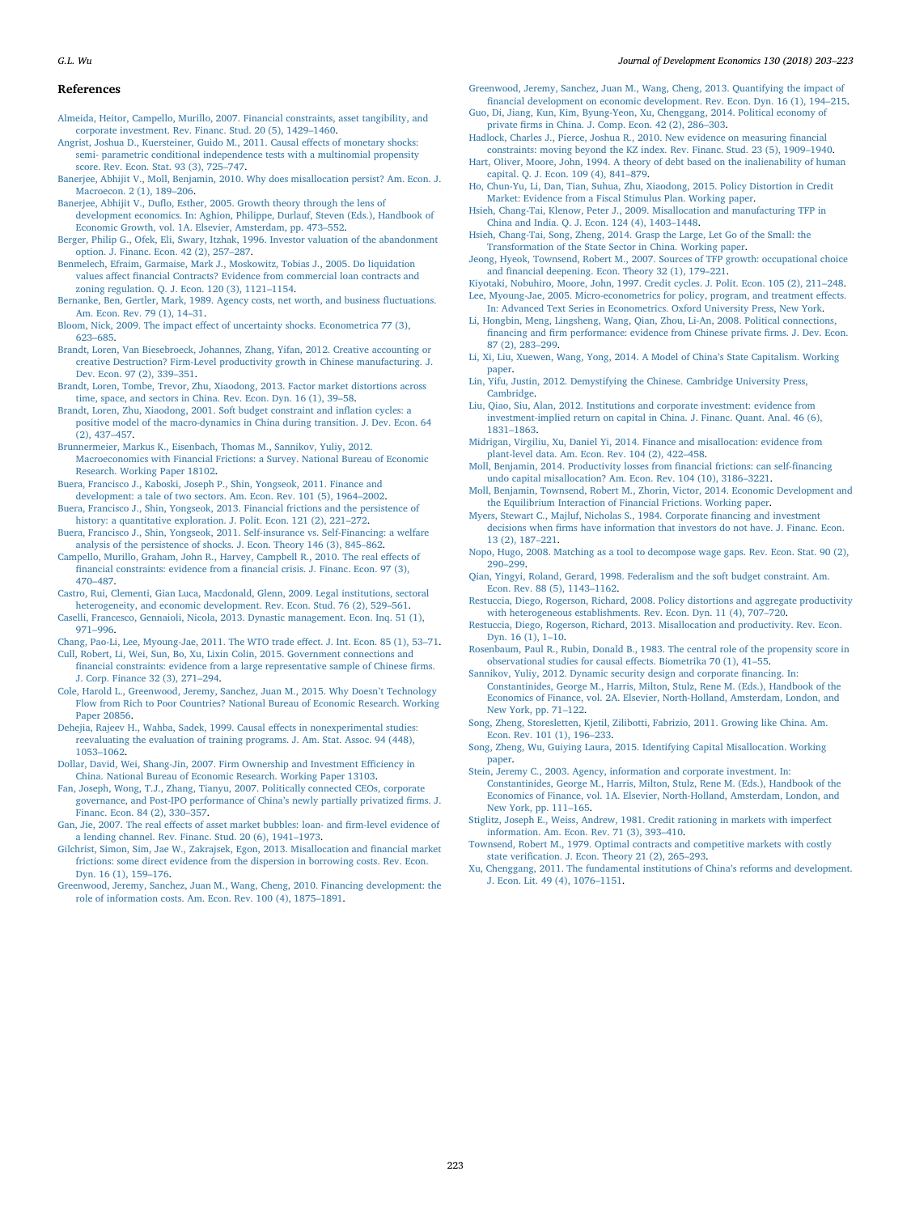## References

Almeida, Heitor, Campello, Murillo, 2007. Financial constraints, asset tangibility, and corporate investment. Rev. Financ. Stud. 20 (5), 1429–1460.

Angrist, Joshua D., Kuersteiner, Guido M., 2011. Causal effects of monetary shocks: semi- parametric conditional independence tests with a multinomial propensity score. Rev. Econ. Stat. 93 (3), 725–747.

Banerjee, Abhijit V., Moll, Benjamin, 2010. Why does misallocation persist? Am. Econ. J. Macroecon. 2 (1), 189–206.

Banerjee, Abhijit V., Duflo, Esther, 2005. Growth theory through the lens of development economics. In: Aghion, Philippe, Durlauf, Steven (Eds.), Handbook of Economic Growth, vol. 1A. Elsevier, Amsterdam, pp. 473–552.

Berger, Philip G., Ofek, Eli, Swary, Itzhak, 1996. Investor valuation of the abandonment option. J. Financ. Econ. 42 (2), 257–287.

Benmelech, Efraim, Garmaise, Mark J., Moskowitz, Tobias J., 2005. Do liquidation values affect financial Contracts? Evidence from commercial loan contracts and zoning regulation. Q. J. Econ. 120 (3), 1121–1154.

Bernanke, Ben, Gertler, Mark, 1989. Agency costs, net worth, and business fluctuations. Am. Econ. Rev. 79 (1), 14–31.

Bloom, Nick, 2009. The impact effect of uncertainty shocks. Econometrica 77 (3), 623–685.

Brandt, Loren, Van Biesebroeck, Johannes, Zhang, Yifan, 2012. Creative accounting or creative Destruction? Firm-Level productivity growth in Chinese manufacturing. J. Dev. Econ. 97 (2), 339–351.

Brandt, Loren, Tombe, Trevor, Zhu, Xiaodong, 2013. Factor market distortions across time, space, and sectors in China. Rev. Econ. Dyn. 16 (1), 39–58.

Brandt, Loren, Zhu, Xiaodong, 2001. Soft budget constraint and inflation cycles: a positive model of the macro-dynamics in China during transition. J. Dev. Econ. 64 (2), 437–457.

Brunnermeier, Markus K., Eisenbach, Thomas M., Sannikov, Yuliy, 2012. Macroeconomics with Financial Frictions: a Survey. National Bureau of Economic Research. Working Paper 18102.

Buera, Francisco J., Kaboski, Joseph P., Shin, Yongseok, 2011. Finance and development: a tale of two sectors. Am. Econ. Rev. 101 (5), 1964–2002.

Buera, Francisco J., Shin, Yongseok, 2013. Financial frictions and the persistence of history: a quantitative exploration. J. Polit. Econ. 121 (2), 221–272.

Buera, Francisco J., Shin, Yongseok, 2011. Self-insurance vs. Self-Financing: a welfare analysis of the persistence of shocks. J. Econ. Theory 146 (3), 845–862.

Campello, Murillo, Graham, John R., Harvey, Campbell R., 2010. The real effects of financial constraints: evidence from a financial crisis. J. Financ. Econ. 97 (3), 470–487.

Castro, Rui, Clementi, Gian Luca, Macdonald, Glenn, 2009. Legal institutions, sectoral heterogeneity, and economic development. Rev. Econ. Stud. 76 (2), 529–561.

Caselli, Francesco, Gennaioli, Nicola, 2013. Dynastic management. Econ. Inq. 51 (1), 971–996.

Chang, Pao-Li, Lee, Myoung-Jae, 2011. The WTO trade effect. J. Int. Econ. 85 (1), 53–71.

Cull, Robert, Li, Wei, Sun, Bo, Xu, Lixin Colin, 2015. Government connections and financial constraints: evidence from a large representative sample of Chinese firms. J. Corp. Finance 32 (3), 271–294.

Cole, Harold L., Greenwood, Jeremy, Sanchez, Juan M., 2015. Why Doesn't Technology Flow from Rich to Poor Countries? National Bureau of Economic Research. Working Paper 20856.

Dehejia, Rajeev H., Wahba, Sadek, 1999. Causal effects in nonexperimental studies: reevaluating the evaluation of training programs. J. Am. Stat. Assoc. 94 (448), 1053–1062.

Dollar, David, Wei, Shang-Jin, 2007. Firm Ownership and Investment Efficiency in China. National Bureau of Economic Research. Working Paper 13103.

Fan, Joseph, Wong, T.J., Zhang, Tianyu, 2007. Politically connected CEOs, corporate governance, and Post-IPO performance of China's newly partially privatized firms. J. Financ. Econ. 84 (2), 330–357.

Gan, Jie, 2007. The real effects of asset market bubbles: loan- and firm-level evidence of a lending channel. Rev. Financ. Stud. 20 (6), 1941–1973.

Gilchrist, Simon, Sim, Jae W., Zakrajsek, Egon, 2013. Misallocation and financial market frictions: some direct evidence from the dispersion in borrowing costs. Rev. Econ. Dyn. 16 (1), 159–176.

Greenwood, Jeremy, Sanchez, Juan M., Wang, Cheng, 2010. Financing development: the role of information costs. Am. Econ. Rev. 100 (4), 1875–1891.

Greenwood, Jeremy, Sanchez, Juan M., Wang, Cheng, 2013. Quantifying the impact of financial development on economic development. Rev. Econ. Dyn. 16 (1), 194–215.

Guo, Di, Jiang, Kun, Kim, Byung-Yeon, Xu, Chenggang, 2014. Political economy of private firms in China. J. Comp. Econ. 42 (2), 286–303.

Hadlock, Charles J., Pierce, Joshua R., 2010. New evidence on measuring financial constraints: moving beyond the KZ index. Rev. Financ. Stud. 23 (5), 1909–1940.

Hart, Oliver, Moore, John, 1994. A theory of debt based on the inalienability of human capital. Q. J. Econ. 109 (4), 841–879.

Ho, Chun-Yu, Li, Dan, Tian, Suhua, Zhu, Xiaodong, 2015. Policy Distortion in Credit Market: Evidence from a Fiscal Stimulus Plan. Working paper.

Hsieh, Chang-Tai, Klenow, Peter J., 2009. Misallocation and manufacturing TFP in China and India. Q. J. Econ. 124 (4), 1403–1448.

Hsieh, Chang-Tai, Song, Zheng, 2014. Grasp the Large, Let Go of the Small: the Transformation of the State Sector in China. Working paper.

Jeong, Hyeok, Townsend, Robert M., 2007. Sources of TFP growth: occupational choice and financial deepening. Econ. Theory 32 (1), 179–221.

Kiyotaki, Nobuhiro, Moore, John, 1997. Credit cycles. J. Polit. Econ. 105 (2), 211–248.

Lee, Myoung-Jae, 2005. Micro-econometrics for policy, program, and treatment effects. In: Advanced Text Series in Econometrics. Oxford University Press, New York.

Li, Hongbin, Meng, Lingsheng, Wang, Qian, Zhou, Li-An, 2008. Political connections, financing and firm performance: evidence from Chinese private firms. J. Dev. Econ. 87 (2), 283–299.

Li, Xi, Liu, Xuewen, Wang, Yong, 2014. A Model of China's State Capitalism. Working paper.

Lin, Yifu, Justin, 2012. Demystifying the Chinese. Cambridge University Press, Cambridge.

Liu, Qiao, Siu, Alan, 2012. Institutions and corporate investment: evidence from investment-implied return on capital in China. J. Financ. Quant. Anal. 46 (6), 1831–1863.

Midrigan, Virgiliu, Xu, Daniel Yi, 2014. Finance and misallocation: evidence from plant-level data. Am. Econ. Rev. 104 (2), 422–458.

Moll, Benjamin, 2014. Productivity losses from financial frictions: can self-financing undo capital misallocation? Am. Econ. Rev. 104 (10), 3186–3221.

Moll, Benjamin, Townsend, Robert M., Zhorin, Victor, 2014. Economic Development and the Equilibrium Interaction of Financial Frictions. Working paper.

Myers, Stewart C., Majluf, Nicholas S., 1984. Corporate financing and investment decisions when firms have information that investors do not have. J. Financ. Econ. 13 (2), 187–221.

Nopo, Hugo, 2008. Matching as a tool to decompose wage gaps. Rev. Econ. Stat. 90 (2), 290–299.

Qian, Yingyi, Roland, Gerard, 1998. Federalism and the soft budget constraint. Am. Econ. Rev. 88 (5), 1143–1162.

Restuccia, Diego, Rogerson, Richard, 2008. Policy distortions and aggregate productivity with heterogeneous establishments. Rev. Econ. Dyn. 11 (4), 707–720.

Restuccia, Diego, Rogerson, Richard, 2013. Misallocation and productivity. Rev. Econ. Dyn. 16 (1), 1–10.

Rosenbaum, Paul R., Rubin, Donald B., 1983. The central role of the propensity score in observational studies for causal effects. Biometrika 70 (1), 41–55.

Sannikov, Yuliy, 2012. Dynamic security design and corporate financing. In: Constantinides, George M., Harris, Milton, Stulz, Rene M. (Eds.), Handbook of the Economics of Finance, vol. 2A. Elsevier, North-Holland, Amsterdam, London, and New York, pp. 71–122.

Song, Zheng, Storesletten, Kjetil, Zilibotti, Fabrizio, 2011. Growing like China. Am. Econ. Rev. 101 (1), 196–233.

Song, Zheng, Wu, Guiying Laura, 2015. Identifying Capital Misallocation. Working paper.

Stein, Jeremy C., 2003. Agency, information and corporate investment. In: Constantinides, George M., Harris, Milton, Stulz, Rene M. (Eds.), Handbook of the Economics of Finance, vol. 1A. Elsevier, North-Holland, Amsterdam, London, and New York, pp. 111–165.

Stiglitz, Joseph E., Weiss, Andrew, 1981. Credit rationing in markets with imperfect information. Am. Econ. Rev. 71 (3), 393–410.

Townsend, Robert M., 1979. Optimal contracts and competitive markets with costly state verification. J. Econ. Theory 21 (2), 265–293.

Xu, Chenggang, 2011. The fundamental institutions of China's reforms and development. J. Econ. Lit. 49 (4), 1076–1151.